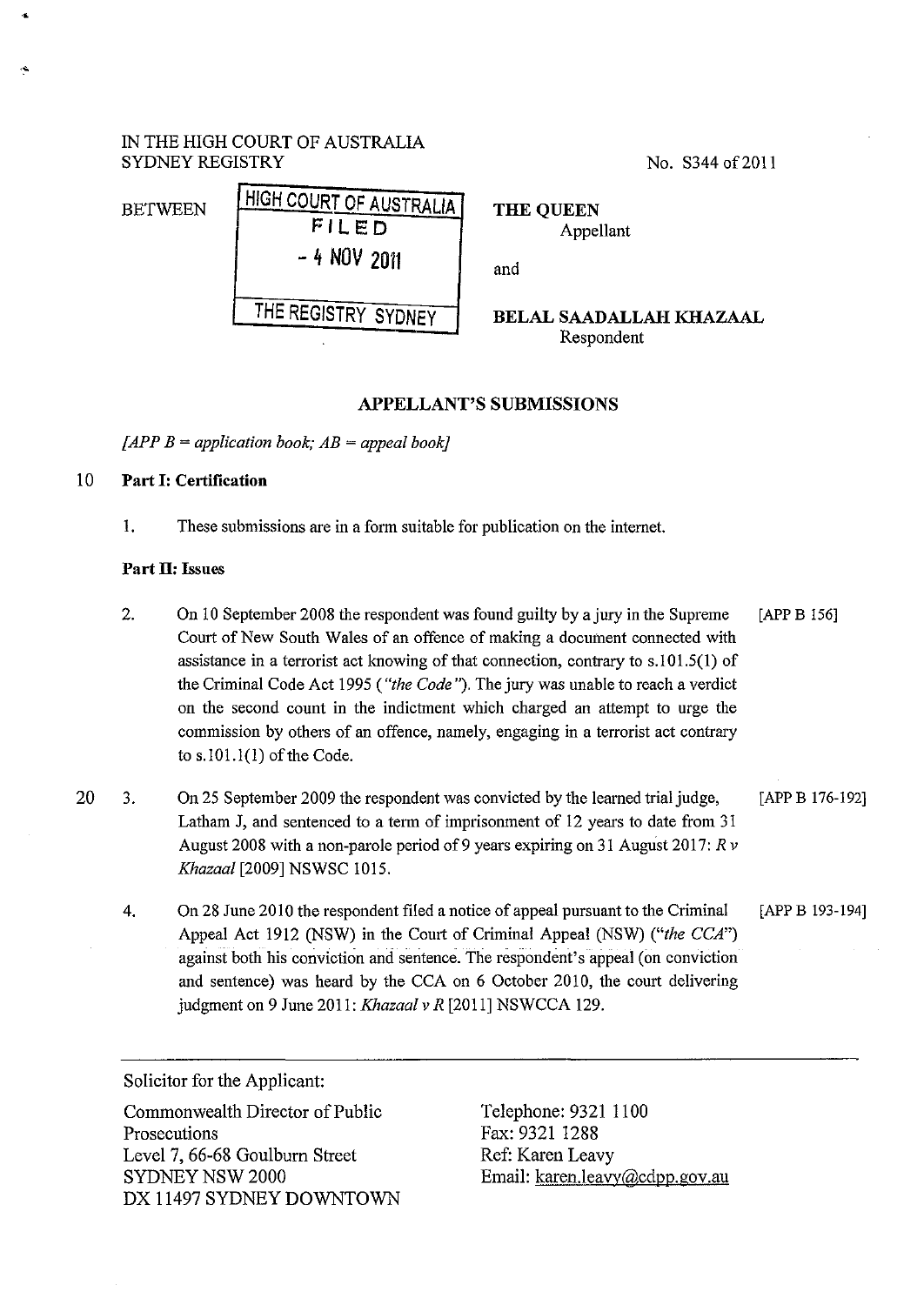IN THE HIGH COURT OF AUSTRALIA
SYDNEY REGISTRY

No. S344 of 2011

BETWEEN

HIGH COURT OF AUSTRALIA
FILED
- 4 NOV 2011
THE REGISTRY SYDNEY

**THE QUEEN**
Appellant

and

**BELAL SAADALLAH KHAZAAL**
Respondent

## APPELLANT'S SUBMISSIONS

*[APP B = application book; AB = appeal book]*

### Part I: Certification

1. These submissions are in a form suitable for publication on the internet.

### Part II: Issues

2. On 10 September 2008 the respondent was found guilty by a jury in the Supreme Court of New South Wales of an offence of making a document connected with assistance in a terrorist act knowing of that connection, contrary to s.101.5(1) of the Criminal Code Act 1995 (*"the Code"*). The jury was unable to reach a verdict on the second count in the indictment which charged an attempt to urge the commission by others of an offence, namely, engaging in a terrorist act contrary to s.101.1(1) of the Code. [APP B 156]

3. On 25 September 2009 the respondent was convicted by the learned trial judge, Latham J, and sentenced to a term of imprisonment of 12 years to date from 31 August 2008 with a non-parole period of 9 years expiring on 31 August 2017: *R v Khazaal* [2009] NSWSC 1015. [APP B 176-192]

4. On 28 June 2010 the respondent filed a notice of appeal pursuant to the Criminal Appeal Act 1912 (NSW) in the Court of Criminal Appeal (NSW) (*"the CCA"*) against both his conviction and sentence. The respondent's appeal (on conviction and sentence) was heard by the CCA on 6 October 2010, the court delivering judgment on 9 June 2011: *Khazaal v R* [2011] NSWCCA 129. [APP B 193-194]

---

Solicitor for the Applicant:

Commonwealth Director of Public Prosecutions
Level 7, 66-68 Goulburn Street
SYDNEY NSW 2000
DX 11497 SYDNEY DOWNTOWN

Telephone: 9321 1100
Fax: 9321 1288
Ref: Karen Leavy
Email: karen.leavy@cdpp.gov.au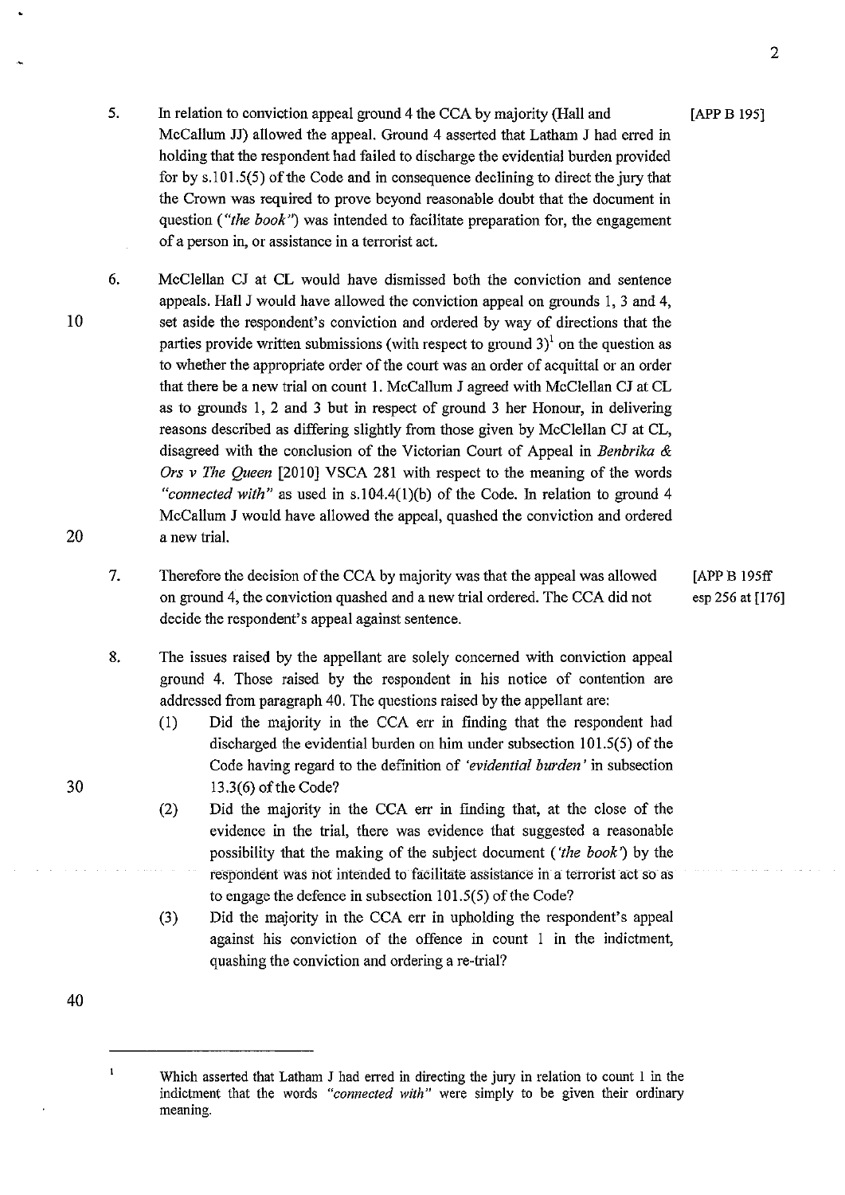5. In relation to conviction appeal ground 4 the CCA by majority (Hall and McCallum JJ) allowed the appeal. Ground 4 asserted that Latham J had erred in holding that the respondent had failed to discharge the evidential burden provided for by s.101.5(5) of the Code and in consequence declining to direct the jury that the Crown was required to prove beyond reasonable doubt that the document in question (*"the book"*) was intended to facilitate preparation for, the engagement of a person in, or assistance in a terrorist act. [APP B 195]

6. McClellan CJ at CL would have dismissed both the conviction and sentence appeals. Hall J would have allowed the conviction appeal on grounds 1, 3 and 4, set aside the respondent's conviction and ordered by way of directions that the parties provide written submissions (with respect to ground 3)[1] on the question as to whether the appropriate order of the court was an order of acquittal or an order that there be a new trial on count 1. McCallum J agreed with McClellan CJ at CL as to grounds 1, 2 and 3 but in respect of ground 3 her Honour, in delivering reasons described as differing slightly from those given by McClellan CJ at CL, disagreed with the conclusion of the Victorian Court of Appeal in *Benbrika & Ors v The Queen* [2010] VSCA 281 with respect to the meaning of the words *"connected with"* as used in s.104.4(1)(b) of the Code. In relation to ground 4 McCallum J would have allowed the appeal, quashed the conviction and ordered a new trial.

7. Therefore the decision of the CCA by majority was that the appeal was allowed on ground 4, the conviction quashed and a new trial ordered. The CCA did not decide the respondent's appeal against sentence. [APP B 195ff esp 256 at [176]]

8. The issues raised by the appellant are solely concerned with conviction appeal ground 4. Those raised by the respondent in his notice of contention are addressed from paragraph 40. The questions raised by the appellant are:
   (1) Did the majority in the CCA err in finding that the respondent had discharged the evidential burden on him under subsection 101.5(5) of the Code having regard to the definition of *'evidential burden'* in subsection 13.3(6) of the Code?
   (2) Did the majority in the CCA err in finding that, at the close of the evidence in the trial, there was evidence that suggested a reasonable possibility that the making of the subject document (*'the book'*) by the respondent was not intended to facilitate assistance in a terrorist act so as to engage the defence in subsection 101.5(5) of the Code?
   (3) Did the majority in the CCA err in upholding the respondent's appeal against his conviction of the offence in count 1 in the indictment, quashing the conviction and ordering a re-trial?

---

[1] Which asserted that Latham J had erred in directing the jury in relation to count 1 in the indictment that the words *"connected with"* were simply to be given their ordinary meaning.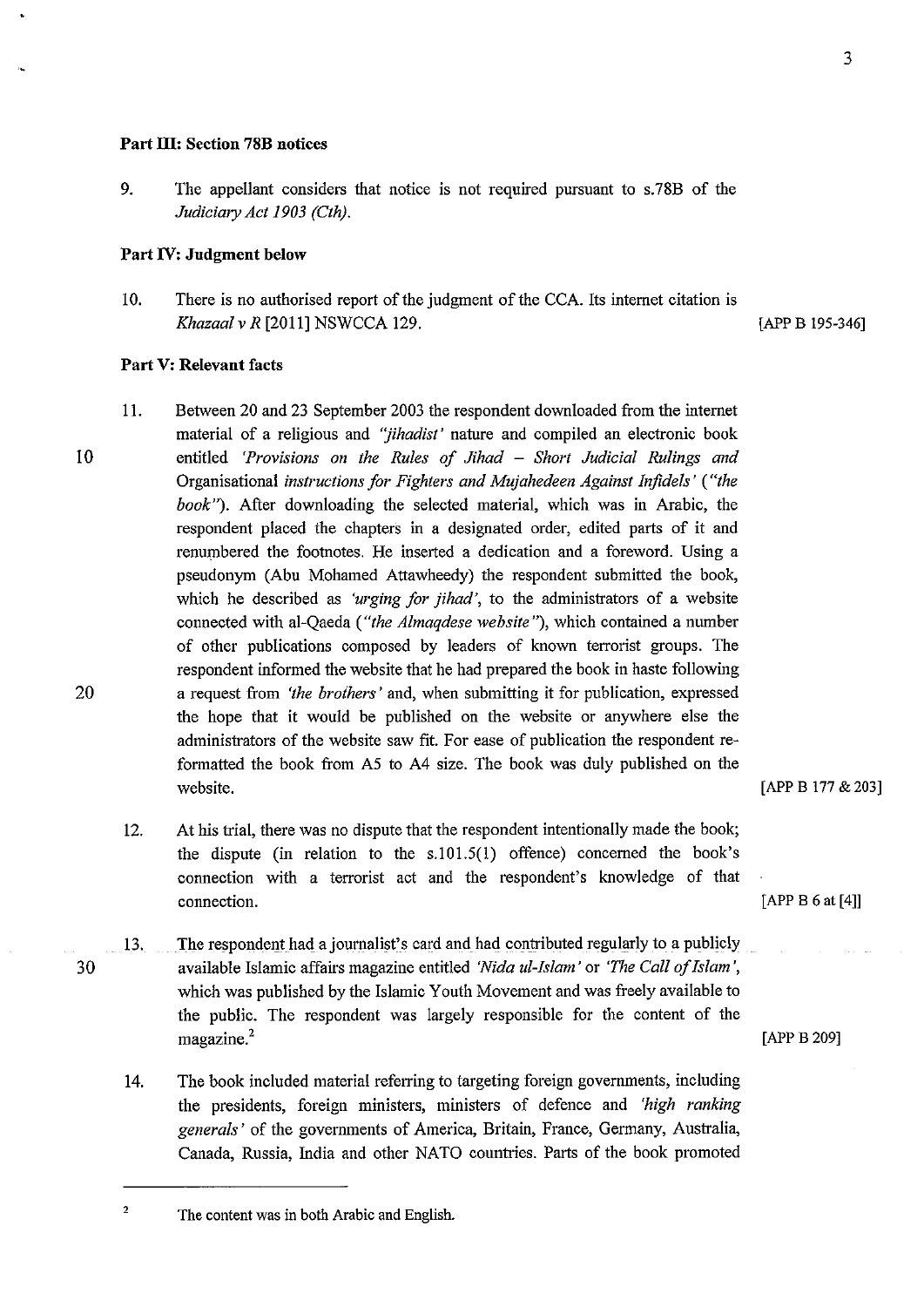**Part III: Section 78B notices**

9. The appellant considers that notice is not required pursuant to s.78B of the *Judiciary Act 1903 (Cth)*.

**Part IV: Judgment below**

10. There is no authorised report of the judgment of the CCA. Its internet citation is *Khazaal v R* [2011] NSWCCA 129. [APP B 195-346]

**Part V: Relevant facts**

11. Between 20 and 23 September 2003 the respondent downloaded from the internet material of a religious and *"jihadist'* nature and compiled an electronic book entitled *'Provisions on the Rules of Jihad – Short Judicial Rulings and* Organisational *instructions for Fighters and Mujahedeen Against Infidels' ("the book")*. After downloading the selected material, which was in Arabic, the respondent placed the chapters in a designated order, edited parts of it and renumbered the footnotes. He inserted a dedication and a foreword. Using a pseudonym (Abu Mohamed Attawheedy) the respondent submitted the book, which he described as *'urging for jihad'*, to the administrators of a website connected with al-Qaeda (*"the Almaqdese website"*), which contained a number of other publications composed by leaders of known terrorist groups. The respondent informed the website that he had prepared the book in haste following a request from *'the brothers'* and, when submitting it for publication, expressed the hope that it would be published on the website or anywhere else the administrators of the website saw fit. For ease of publication the respondent re-formatted the book from A5 to A4 size. The book was duly published on the website. [APP B 177 & 203]

12. At his trial, there was no dispute that the respondent intentionally made the book; the dispute (in relation to the s.101.5(1) offence) concerned the book's connection with a terrorist act and the respondent's knowledge of that connection. [APP B 6 at [4]]

13. The respondent had a journalist's card and had contributed regularly to a publicly available Islamic affairs magazine entitled *'Nida ul-Islam'* or *'The Call of Islam'*, which was published by the Islamic Youth Movement and was freely available to the public. The respondent was largely responsible for the content of the magazine.[2] [APP B 209]

14. The book included material referring to targeting foreign governments, including the presidents, foreign ministers, ministers of defence and *'high ranking generals'* of the governments of America, Britain, France, Germany, Australia, Canada, Russia, India and other NATO countries. Parts of the book promoted

---

[2] The content was in both Arabic and English.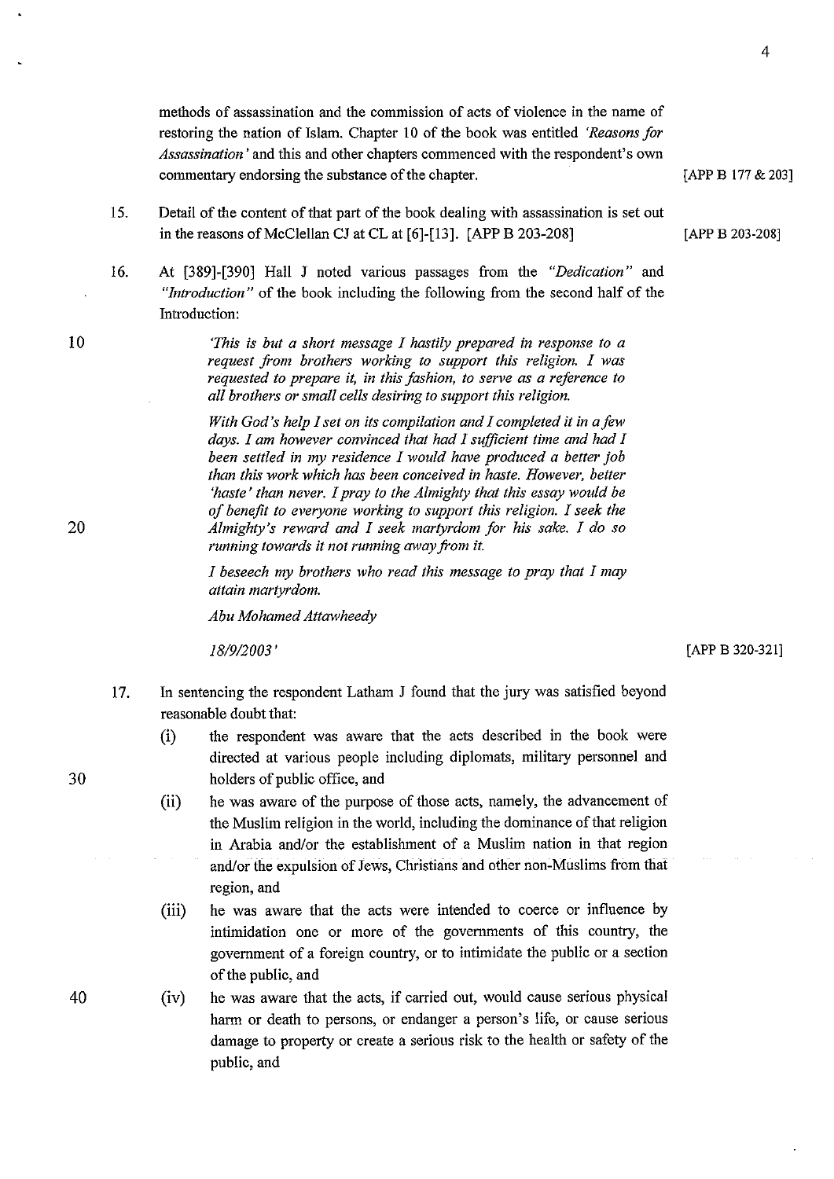methods of assassination and the commission of acts of violence in the name of restoring the nation of Islam. Chapter 10 of the book was entitled *'Reasons for Assassination'* and this and other chapters commenced with the respondent's own commentary endorsing the substance of the chapter. [APP B 177 & 203]

15. Detail of the content of that part of the book dealing with assassination is set out in the reasons of McClellan CJ at CL at [6]-[13]. [APP B 203-208] [APP B 203-208]

16. At [389]-[390] Hall J noted various passages from the *"Dedication"* and *"Introduction"* of the book including the following from the second half of the Introduction:

> *'This is but a short message I hastily prepared in response to a request from brothers working to support this religion. I was requested to prepare it, in this fashion, to serve as a reference to all brothers or small cells desiring to support this religion.*
>
> *With God's help I set on its compilation and I completed it in a few days. I am however convinced that had I sufficient time and had I been settled in my residence I would have produced a better job than this work which has been conceived in haste. However, better 'haste' than never. I pray to the Almighty that this essay would be of benefit to everyone working to support this religion. I seek the Almighty's reward and I seek martyrdom for his sake. I do so running towards it not running away from it.*
>
> *I beseech my brothers who read this message to pray that I may attain martyrdom.*
>
> *Abu Mohamed Attawheedy*
>
> *18/9/2003'*

[APP B 320-321]

17. In sentencing the respondent Latham J found that the jury was satisfied beyond reasonable doubt that:

    (i) the respondent was aware that the acts described in the book were directed at various people including diplomats, military personnel and holders of public office, and

    (ii) he was aware of the purpose of those acts, namely, the advancement of the Muslim religion in the world, including the dominance of that religion in Arabia and/or the establishment of a Muslim nation in that region and/or the expulsion of Jews, Christians and other non-Muslims from that region, and

    (iii) he was aware that the acts were intended to coerce or influence by intimidation one or more of the governments of this country, the government of a foreign country, or to intimidate the public or a section of the public, and

    (iv) he was aware that the acts, if carried out, would cause serious physical harm or death to persons, or endanger a person's life, or cause serious damage to property or create a serious risk to the health or safety of the public, and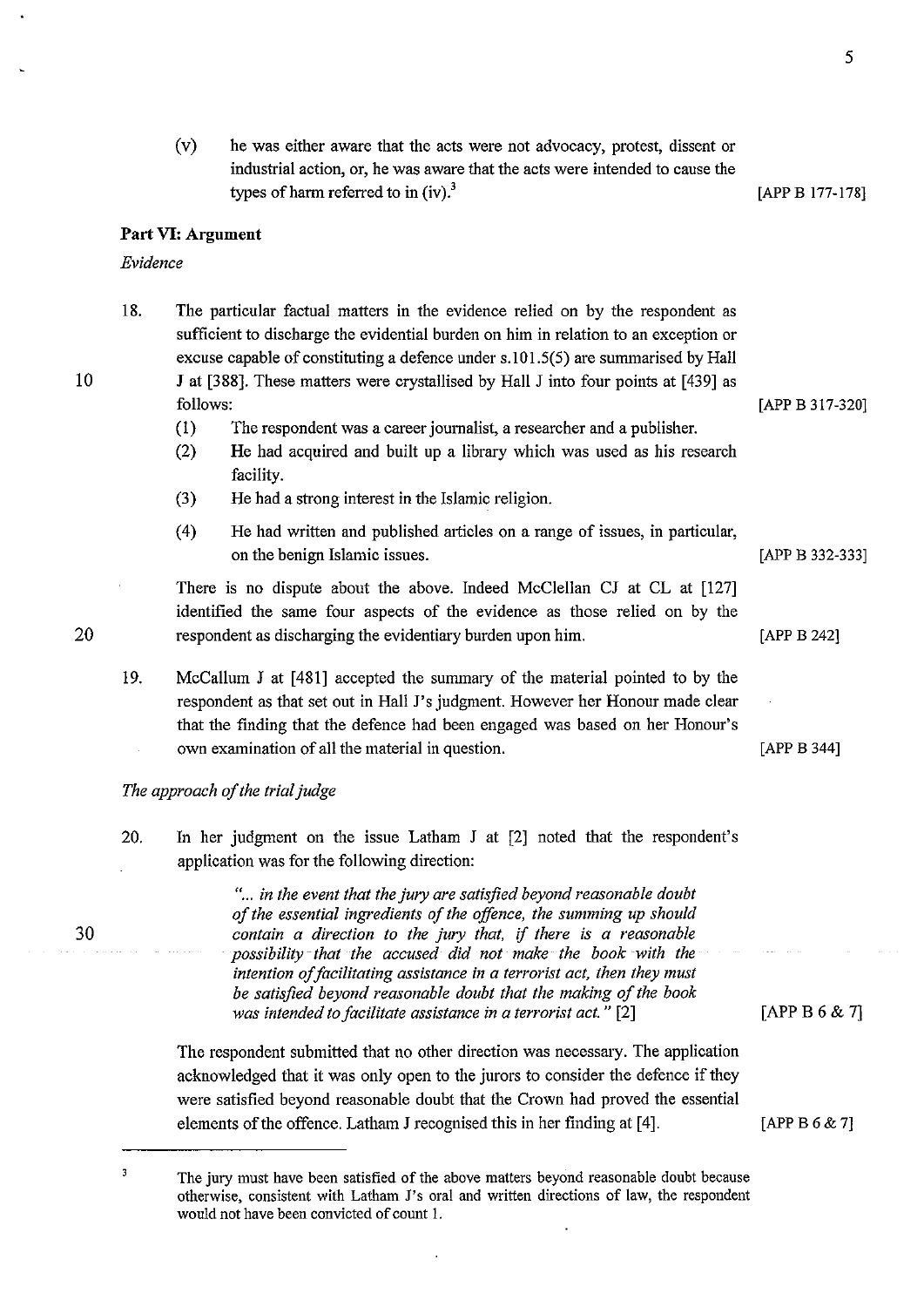(v) he was either aware that the acts were not advocacy, protest, dissent or industrial action, or, he was aware that the acts were intended to cause the types of harm referred to in (iv).[3] [APP B 177-178]

**Part VI: Argument**

*Evidence*

18. The particular factual matters in the evidence relied on by the respondent as sufficient to discharge the evidential burden on him in relation to an exception or excuse capable of constituting a defence under s.101.5(5) are summarised by Hall J at [388]. These matters were crystallised by Hall J into four points at [439] as follows: [APP B 317-320]

    (1) The respondent was a career journalist, a researcher and a publisher.

    (2) He had acquired and built up a library which was used as his research facility.

    (3) He had a strong interest in the Islamic religion.

    (4) He had written and published articles on a range of issues, in particular, on the benign Islamic issues. [APP B 332-333]

    There is no dispute about the above. Indeed McClellan CJ at CL at [127] identified the same four aspects of the evidence as those relied on by the respondent as discharging the evidentiary burden upon him. [APP B 242]

19. McCallum J at [481] accepted the summary of the material pointed to by the respondent as that set out in Hall J's judgment. However her Honour made clear that the finding that the defence had been engaged was based on her Honour's own examination of all the material in question. [APP B 344]

*The approach of the trial judge*

20. In her judgment on the issue Latham J at [2] noted that the respondent's application was for the following direction:

    > *"... in the event that the jury are satisfied beyond reasonable doubt of the essential ingredients of the offence, the summing up should contain a direction to the jury that, if there is a reasonable possibility that the accused did not make the book with the intention of facilitating assistance in a terrorist act, then they must be satisfied beyond reasonable doubt that the making of the book was intended to facilitate assistance in a terrorist act."* [2] [APP B 6 & 7]

    The respondent submitted that no other direction was necessary. The application acknowledged that it was only open to the jurors to consider the defence if they were satisfied beyond reasonable doubt that the Crown had proved the essential elements of the offence. Latham J recognised this in her finding at [4]. [APP B 6 & 7]

---

[3] The jury must have been satisfied of the above matters beyond reasonable doubt because otherwise, consistent with Latham J's oral and written directions of law, the respondent would not have been convicted of count 1.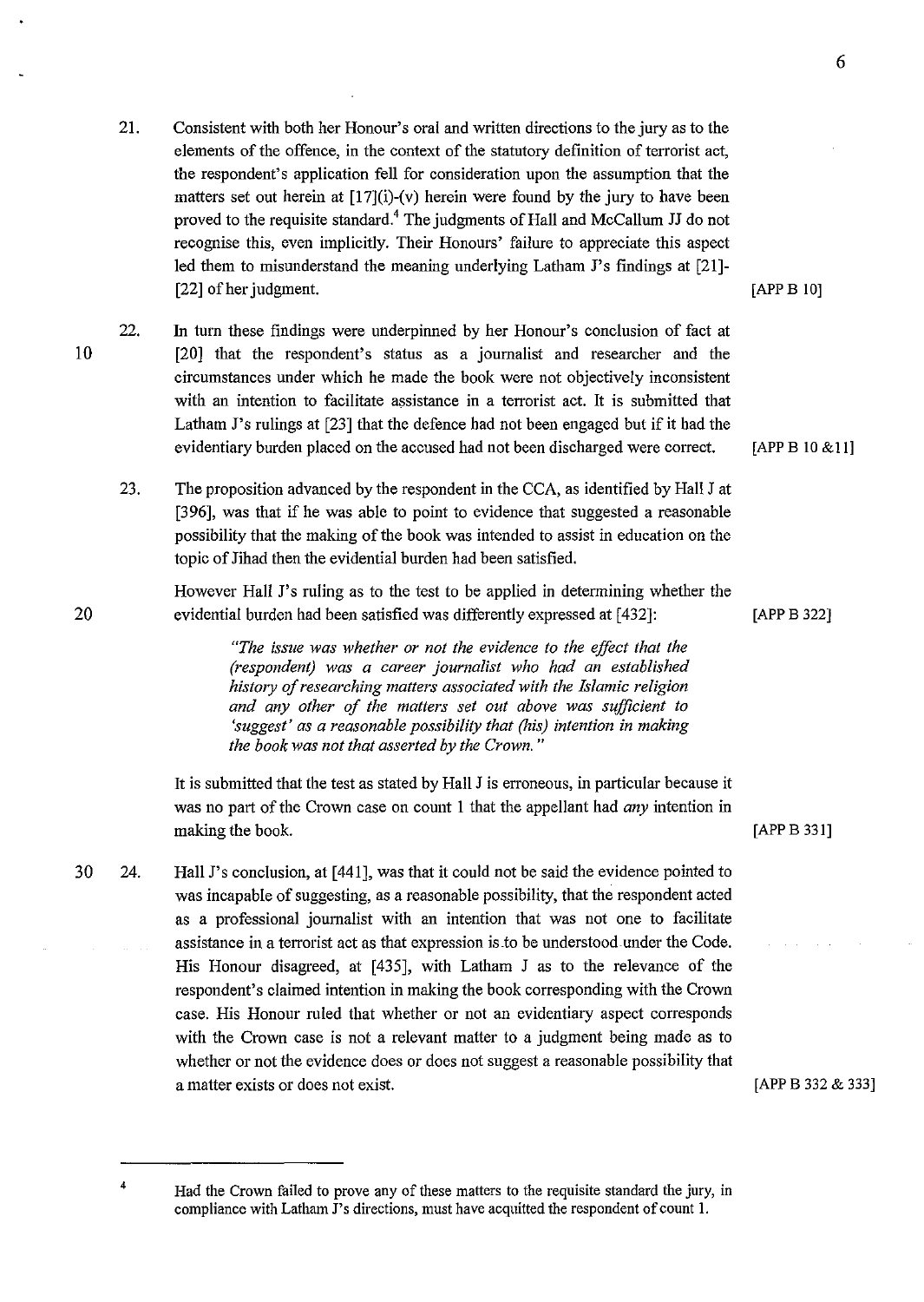21. Consistent with both her Honour's oral and written directions to the jury as to the elements of the offence, in the context of the statutory definition of terrorist act, the respondent's application fell for consideration upon the assumption that the matters set out herein at [17](i)-(v) herein were found by the jury to have been proved to the requisite standard.[4] The judgments of Hall and McCallum JJ do not recognise this, even implicitly. Their Honours' failure to appreciate this aspect led them to misunderstand the meaning underlying Latham J's findings at [21]-[22] of her judgment. [APP B 10]

22. In turn these findings were underpinned by her Honour's conclusion of fact at [20] that the respondent's status as a journalist and researcher and the circumstances under which he made the book were not objectively inconsistent with an intention to facilitate assistance in a terrorist act. It is submitted that Latham J's rulings at [23] that the defence had not been engaged but if it had the evidentiary burden placed on the accused had not been discharged were correct. [APP B 10 &11]

23. The proposition advanced by the respondent in the CCA, as identified by Hall J at [396], was that if he was able to point to evidence that suggested a reasonable possibility that the making of the book was intended to assist in education on the topic of Jihad then the evidential burden had been satisfied.

However Hall J's ruling as to the test to be applied in determining whether the evidential burden had been satisfied was differently expressed at [432]: [APP B 322]

> *"The issue was whether or not the evidence to the effect that the (respondent) was a career journalist who had an established history of researching matters associated with the Islamic religion and any other of the matters set out above was sufficient to 'suggest' as a reasonable possibility that (his) intention in making the book was not that asserted by the Crown."*

It is submitted that the test as stated by Hall J is erroneous, in particular because it was no part of the Crown case on count 1 that the appellant had *any* intention in making the book. [APP B 331]

24. Hall J's conclusion, at [441], was that it could not be said the evidence pointed to was incapable of suggesting, as a reasonable possibility, that the respondent acted as a professional journalist with an intention that was not one to facilitate assistance in a terrorist act as that expression is to be understood under the Code. His Honour disagreed, at [435], with Latham J as to the relevance of the respondent's claimed intention in making the book corresponding with the Crown case. His Honour ruled that whether or not an evidentiary aspect corresponds with the Crown case is not a relevant matter to a judgment being made as to whether or not the evidence does or does not suggest a reasonable possibility that a matter exists or does not exist. [APP B 332 & 333]

---

[4] Had the Crown failed to prove any of these matters to the requisite standard the jury, in compliance with Latham J's directions, must have acquitted the respondent of count 1.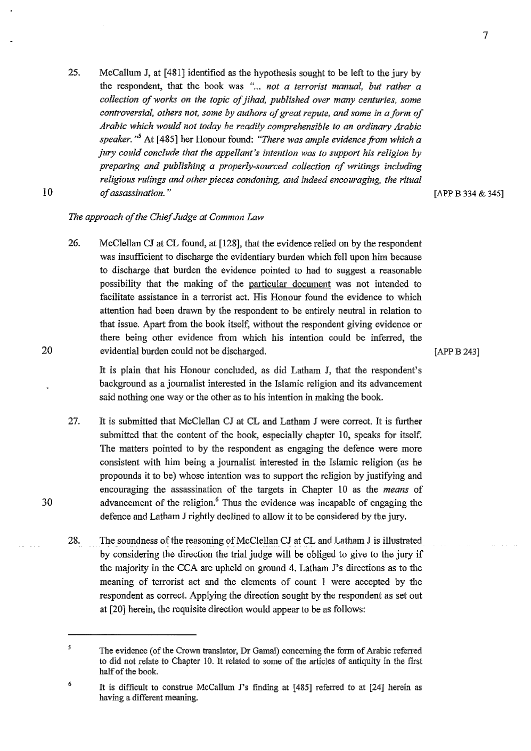25. McCallum J, at [481] identified as the hypothesis sought to be left to the jury by the respondent, that the book was *"... not a terrorist manual, but rather a collection of works on the topic of jihad, published over many centuries, some controversial, others not, some by authors of great repute, and some in a form of Arabic which would not today be readily comprehensible to an ordinary Arabic speaker."*[5] At [485] her Honour found: *"There was ample evidence from which a jury could conclude that the appellant's intention was to support his religion by preparing and publishing a properly-sourced collection of writings including religious rulings and other pieces condoning, and indeed encouraging, the ritual of assassination."* [APP B 334 & 345]

*The approach of the Chief Judge at Common Law*

26. McClellan CJ at CL found, at [128], that the evidence relied on by the respondent was insufficient to discharge the evidentiary burden which fell upon him because to discharge that burden the evidence pointed to had to suggest a reasonable possibility that the making of the <u>particular document</u> was not intended to facilitate assistance in a terrorist act. His Honour found the evidence to which attention had been drawn by the respondent to be entirely neutral in relation to that issue. Apart from the book itself, without the respondent giving evidence or there being other evidence from which his intention could be inferred, the evidential burden could not be discharged. [APP B 243]

    It is plain that his Honour concluded, as did Latham J, that the respondent's background as a journalist interested in the Islamic religion and its advancement said nothing one way or the other as to his intention in making the book.

27. It is submitted that McClellan CJ at CL and Latham J were correct. It is further submitted that the content of the book, especially chapter 10, speaks for itself. The matters pointed to by the respondent as engaging the defence were more consistent with him being a journalist interested in the Islamic religion (as he propounds it to be) whose intention was to support the religion by justifying and encouraging the assassination of the targets in Chapter 10 as the *means* of advancement of the religion.[6] Thus the evidence was incapable of engaging the defence and Latham J rightly declined to allow it to be considered by the jury.

28. The soundness of the reasoning of McClellan CJ at CL and Latham J is illustrated by considering the direction the trial judge will be obliged to give to the jury if the majority in the CCA are upheld on ground 4. Latham J's directions as to the meaning of terrorist act and the elements of count 1 were accepted by the respondent as correct. Applying the direction sought by the respondent as set out at [20] herein, the requisite direction would appear to be as follows:

---

[5] The evidence (of the Crown translator, Dr Gamal) concerning the form of Arabic referred to did not relate to Chapter 10. It related to some of the articles of antiquity in the first half of the book.

[6] It is difficult to construe McCallum J's finding at [485] referred to at [24] herein as having a different meaning.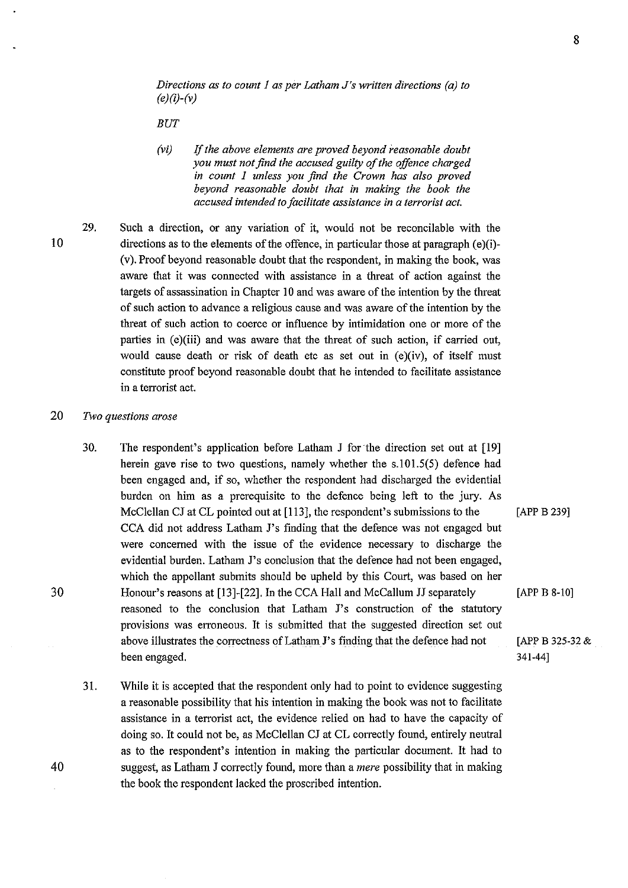*Directions as to count 1 as per Latham J's written directions (a) to (e)(i)-(v)*

*BUT*

> *(vi) If the above elements are proved beyond reasonable doubt you must not find the accused guilty of the offence charged in count 1 unless you find the Crown has also proved beyond reasonable doubt that in making the book the accused intended to facilitate assistance in a terrorist act.*

29. Such a direction, or any variation of it, would not be reconcilable with the directions as to the elements of the offence, in particular those at paragraph (e)(i)-(v). Proof beyond reasonable doubt that the respondent, in making the book, was aware that it was connected with assistance in a threat of action against the targets of assassination in Chapter 10 and was aware of the intention by the threat of such action to advance a religious cause and was aware of the intention by the threat of such action to coerce or influence by intimidation one or more of the parties in (e)(iii) and was aware that the threat of such action, if carried out, would cause death or risk of death etc as set out in (e)(iv), of itself must constitute proof beyond reasonable doubt that he intended to facilitate assistance in a terrorist act.

*Two questions arose*

30. The respondent's application before Latham J for the direction set out at [19] herein gave rise to two questions, namely whether the s.101.5(5) defence had been engaged and, if so, whether the respondent had discharged the evidential burden on him as a prerequisite to the defence being left to the jury. As McClellan CJ at CL pointed out at [113], the respondent's submissions to the CCA did not address Latham J's finding that the defence was not engaged but were concerned with the issue of the evidence necessary to discharge the evidential burden. Latham J's conclusion that the defence had not been engaged, which the appellant submits should be upheld by this Court, was based on her Honour's reasons at [13]-[22]. In the CCA Hall and McCallum JJ separately reasoned to the conclusion that Latham J's construction of the statutory provisions was erroneous. It is submitted that the suggested direction set out above illustrates the correctness of Latham J's finding that the defence had not been engaged. [APP B 239] [APP B 8-10] [APP B 325-32 & 341-44]

31. While it is accepted that the respondent only had to point to evidence suggesting a reasonable possibility that his intention in making the book was not to facilitate assistance in a terrorist act, the evidence relied on had to have the capacity of doing so. It could not be, as McClellan CJ at CL correctly found, entirely neutral as to the respondent's intention in making the particular document. It had to suggest, as Latham J correctly found, more than a *mere* possibility that in making the book the respondent lacked the proscribed intention.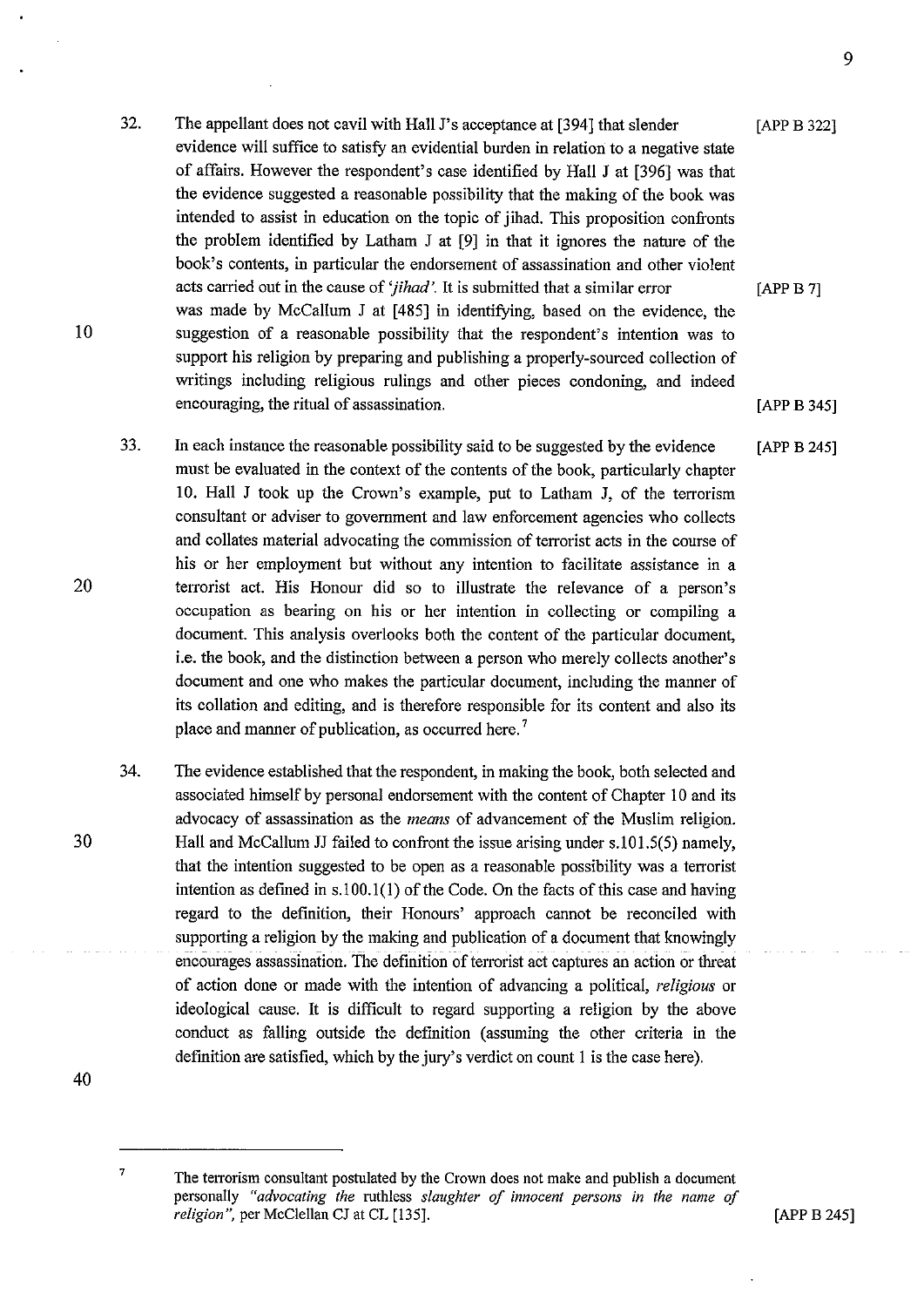32. The appellant does not cavil with Hall J's acceptance at [394] that slender evidence will suffice to satisfy an evidential burden in relation to a negative state of affairs. However the respondent's case identified by Hall J at [396] was that the evidence suggested a reasonable possibility that the making of the book was intended to assist in education on the topic of jihad. This proposition confronts the problem identified by Latham J at [9] in that it ignores the nature of the book's contents, in particular the endorsement of assassination and other violent acts carried out in the cause of *'jihad'*. It is submitted that a similar error was made by McCallum J at [485] in identifying, based on the evidence, the suggestion of a reasonable possibility that the respondent's intention was to support his religion by preparing and publishing a properly-sourced collection of writings including religious rulings and other pieces condoning, and indeed encouraging, the ritual of assassination. [APP B 322] [APP B 7] [APP B 345]

33. In each instance the reasonable possibility said to be suggested by the evidence must be evaluated in the context of the contents of the book, particularly chapter 10. Hall J took up the Crown's example, put to Latham J, of the terrorism consultant or adviser to government and law enforcement agencies who collects and collates material advocating the commission of terrorist acts in the course of his or her employment but without any intention to facilitate assistance in a terrorist act. His Honour did so to illustrate the relevance of a person's occupation as bearing on his or her intention in collecting or compiling a document. This analysis overlooks both the content of the particular document, i.e. the book, and the distinction between a person who merely collects another's document and one who makes the particular document, including the manner of its collation and editing, and is therefore responsible for its content and also its place and manner of publication, as occurred here.[7] [APP B 245]

34. The evidence established that the respondent, in making the book, both selected and associated himself by personal endorsement with the content of Chapter 10 and its advocacy of assassination as the *means* of advancement of the Muslim religion. Hall and McCallum JJ failed to confront the issue arising under s.101.5(5) namely, that the intention suggested to be open as a reasonable possibility was a terrorist intention as defined in s.100.1(1) of the Code. On the facts of this case and having regard to the definition, their Honours' approach cannot be reconciled with supporting a religion by the making and publication of a document that knowingly encourages assassination. The definition of terrorist act captures an action or threat of action done or made with the intention of advancing a political, *religious* or ideological cause. It is difficult to regard supporting a religion by the above conduct as falling outside the definition (assuming the other criteria in the definition are satisfied, which by the jury's verdict on count 1 is the case here).

---

[7] The terrorism consultant postulated by the Crown does not make and publish a document personally *"advocating the* ruthless *slaughter of innocent persons in the name of religion"*, per McClellan CJ at CL [135]. [APP B 245]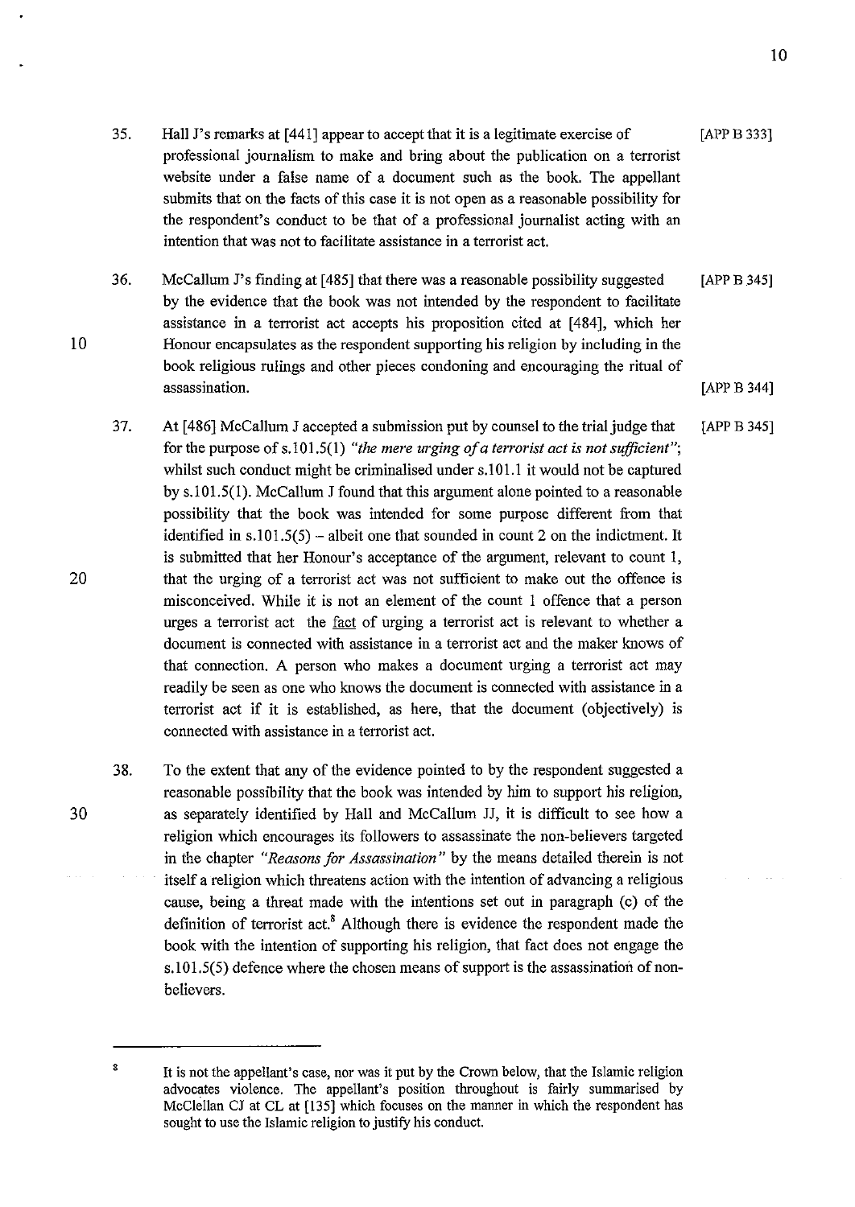35. Hall J's remarks at [441] appear to accept that it is a legitimate exercise of professional journalism to make and bring about the publication on a terrorist website under a false name of a document such as the book. The appellant submits that on the facts of this case it is not open as a reasonable possibility for the respondent's conduct to be that of a professional journalist acting with an intention that was not to facilitate assistance in a terrorist act. [APP B 333]

36. McCallum J's finding at [485] that there was a reasonable possibility suggested by the evidence that the book was not intended by the respondent to facilitate assistance in a terrorist act accepts his proposition cited at [484], which her Honour encapsulates as the respondent supporting his religion by including in the book religious rulings and other pieces condoning and encouraging the ritual of assassination. [APP B 345] [APP B 344]

37. At [486] McCallum J accepted a submission put by counsel to the trial judge that for the purpose of s.101.5(1) *"the mere urging of a terrorist act is not sufficient"*; whilst such conduct might be criminalised under s.101.1 it would not be captured by s.101.5(1). McCallum J found that this argument alone pointed to a reasonable possibility that the book was intended for some purpose different from that identified in s.101.5(5) – albeit one that sounded in count 2 on the indictment. It is submitted that her Honour's acceptance of the argument, relevant to count 1, that the urging of a terrorist act was not sufficient to make out the offence is misconceived. While it is not an element of the count 1 offence that a person urges a terrorist act the fact of urging a terrorist act is relevant to whether a document is connected with assistance in a terrorist act and the maker knows of that connection. A person who makes a document urging a terrorist act may readily be seen as one who knows the document is connected with assistance in a terrorist act if it is established, as here, that the document (objectively) is connected with assistance in a terrorist act. [APP B 345]

38. To the extent that any of the evidence pointed to by the respondent suggested a reasonable possibility that the book was intended by him to support his religion, as separately identified by Hall and McCallum JJ, it is difficult to see how a religion which encourages its followers to assassinate the non-believers targeted in the chapter *"Reasons for Assassination"* by the means detailed therein is not itself a religion which threatens action with the intention of advancing a religious cause, being a threat made with the intentions set out in paragraph (c) of the definition of terrorist act.[8] Although there is evidence the respondent made the book with the intention of supporting his religion, that fact does not engage the s.101.5(5) defence where the chosen means of support is the assassination of non-believers.

---

[8] It is not the appellant's case, nor was it put by the Crown below, that the Islamic religion advocates violence. The appellant's position throughout is fairly summarised by McClellan CJ at CL at [135] which focuses on the manner in which the respondent has sought to use the Islamic religion to justify his conduct.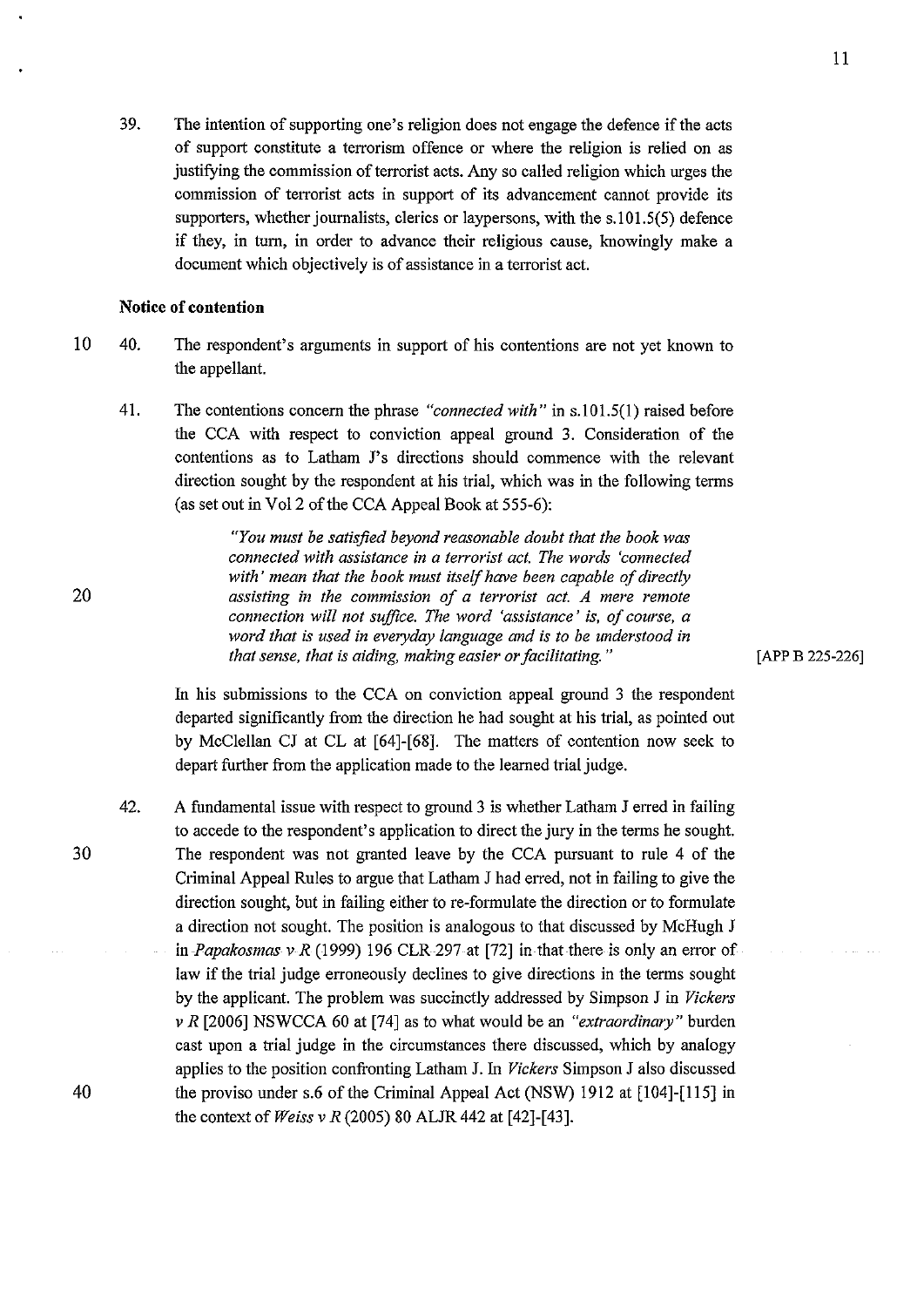39. The intention of supporting one's religion does not engage the defence if the acts of support constitute a terrorism offence or where the religion is relied on as justifying the commission of terrorist acts. Any so called religion which urges the commission of terrorist acts in support of its advancement cannot provide its supporters, whether journalists, clerics or laypersons, with the s.101.5(5) defence if they, in turn, in order to advance their religious cause, knowingly make a document which objectively is of assistance in a terrorist act.

**Notice of contention**

40. The respondent's arguments in support of his contentions are not yet known to the appellant.

41. The contentions concern the phrase *"connected with"* in s.101.5(1) raised before the CCA with respect to conviction appeal ground 3. Consideration of the contentions as to Latham J's directions should commence with the relevant direction sought by the respondent at his trial, which was in the following terms (as set out in Vol 2 of the CCA Appeal Book at 555-6):

> *"You must be satisfied beyond reasonable doubt that the book was connected with assistance in a terrorist act. The words 'connected with' mean that the book must itself have been capable of directly assisting in the commission of a terrorist act. A mere remote connection will not suffice. The word 'assistance' is, of course, a word that is used in everyday language and is to be understood in that sense, that is aiding, making easier or facilitating."*

[APP B 225-226]

In his submissions to the CCA on conviction appeal ground 3 the respondent departed significantly from the direction he had sought at his trial, as pointed out by McClellan CJ at CL at [64]-[68]. The matters of contention now seek to depart further from the application made to the learned trial judge.

42. A fundamental issue with respect to ground 3 is whether Latham J erred in failing to accede to the respondent's application to direct the jury in the terms he sought. The respondent was not granted leave by the CCA pursuant to rule 4 of the Criminal Appeal Rules to argue that Latham J had erred, not in failing to give the direction sought, but in failing either to re-formulate the direction or to formulate a direction not sought. The position is analogous to that discussed by McHugh J in *Papakosmas v R* (1999) 196 CLR 297 at [72] in that there is only an error of law if the trial judge erroneously declines to give directions in the terms sought by the applicant. The problem was succinctly addressed by Simpson J in *Vickers v R* [2006] NSWCCA 60 at [74] as to what would be an *"extraordinary"* burden cast upon a trial judge in the circumstances there discussed, which by analogy applies to the position confronting Latham J. In *Vickers* Simpson J also discussed the proviso under s.6 of the Criminal Appeal Act (NSW) 1912 at [104]-[115] in the context of *Weiss v R* (2005) 80 ALJR 442 at [42]-[43].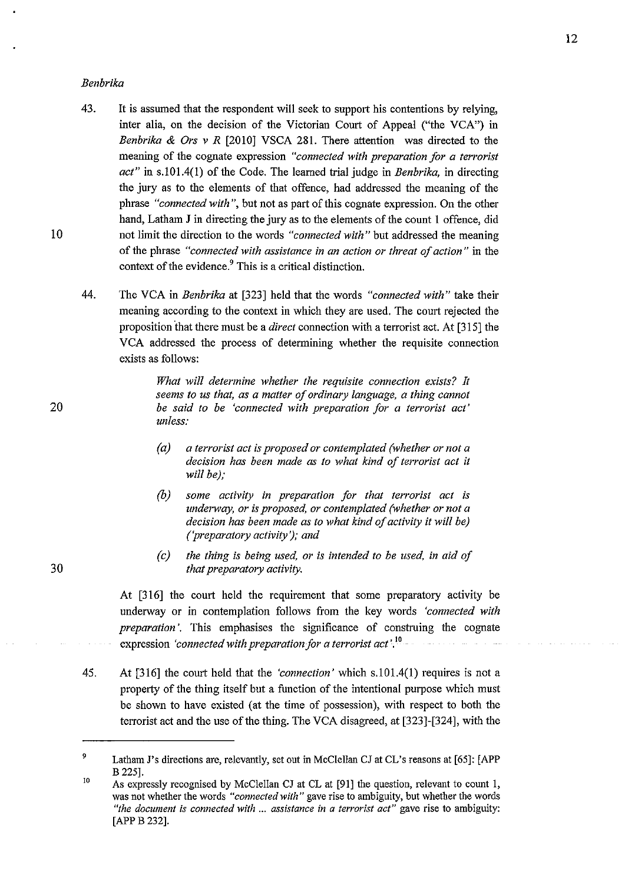*Benbrika*

43. It is assumed that the respondent will seek to support his contentions by relying, inter alia, on the decision of the Victorian Court of Appeal ("the VCA") in *Benbrika & Ors v R* [2010] VSCA 281. There attention was directed to the meaning of the cognate expression *"connected with preparation for a terrorist act"* in s.101.4(1) of the Code. The learned trial judge in *Benbrika,* in directing the jury as to the elements of that offence, had addressed the meaning of the phrase *"connected with"*, but not as part of this cognate expression. On the other hand, Latham J in directing the jury as to the elements of the count 1 offence, did not limit the direction to the words *"connected with"* but addressed the meaning of the phrase *"connected with assistance in an action or threat of action"* in the context of the evidence.[9] This is a critical distinction.

44. The VCA in *Benbrika* at [323] held that the words *"connected with"* take their meaning according to the context in which they are used. The court rejected the proposition that there must be a *direct* connection with a terrorist act. At [315] the VCA addressed the process of determining whether the requisite connection exists as follows:

> *What will determine whether the requisite connection exists? It seems to us that, as a matter of ordinary language, a thing cannot be said to be 'connected with preparation for a terrorist act' unless:*
>
> *(a) a terrorist act is proposed or contemplated (whether or not a decision has been made as to what kind of terrorist act it will be);*
>
> *(b) some activity in preparation for that terrorist act is underway, or is proposed, or contemplated (whether or not a decision has been made as to what kind of activity it will be) ('preparatory activity'); and*
>
> *(c) the thing is being used, or is intended to be used, in aid of that preparatory activity.*

At [316] the court held the requirement that some preparatory activity be underway or in contemplation follows from the key words *'connected with preparation'*. This emphasises the significance of construing the cognate expression *'connected with preparation for a terrorist act'*.[10]

45. At [316] the court held that the *'connection'* which s.101.4(1) requires is not a property of the thing itself but a function of the intentional purpose which must be shown to have existed (at the time of possession), with respect to both the terrorist act and the use of the thing. The VCA disagreed, at [323]-[324], with the

---

[9] Latham J's directions are, relevantly, set out in McClellan CJ at CL's reasons at [65]: [APP B 225].

[10] As expressly recognised by McClellan CJ at CL at [91] the question, relevant to count 1, was not whether the words *"connected with"* gave rise to ambiguity, but whether the words *"the document is connected with ... assistance in a terrorist act"* gave rise to ambiguity: [APP B 232].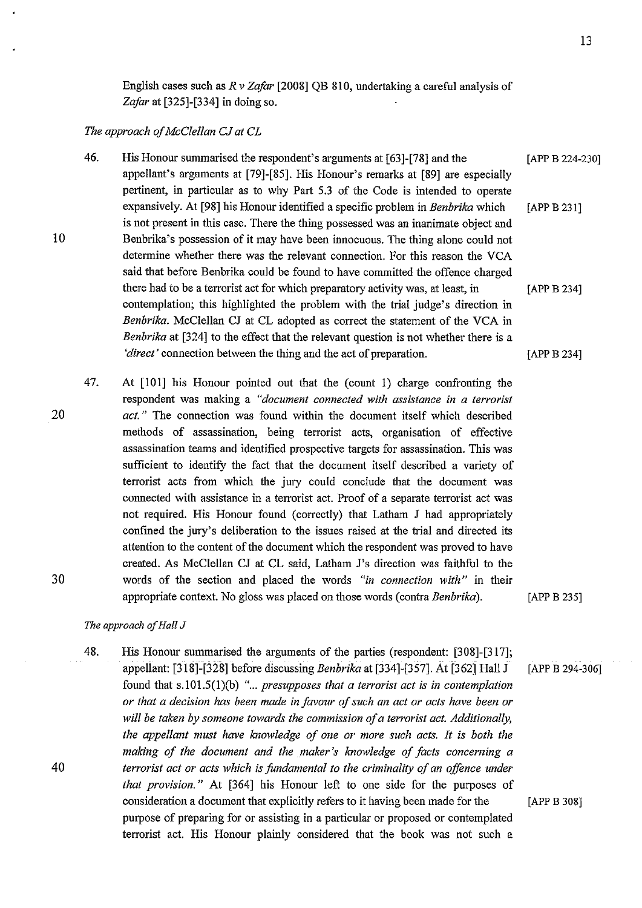English cases such as *R v Zafar* [2008] QB 810, undertaking a careful analysis of *Zafar* at [325]-[334] in doing so.

*The approach of McClellan CJ at CL*

46. His Honour summarised the respondent's arguments at [63]-[78] and the appellant's arguments at [79]-[85]. His Honour's remarks at [89] are especially pertinent, in particular as to why Part 5.3 of the Code is intended to operate expansively. At [98] his Honour identified a specific problem in *Benbrika* which is not present in this case. There the thing possessed was an inanimate object and Benbrika's possession of it may have been innocuous. The thing alone could not determine whether there was the relevant connection. For this reason the VCA said that before Benbrika could be found to have committed the offence charged there had to be a terrorist act for which preparatory activity was, at least, in contemplation; this highlighted the problem with the trial judge's direction in *Benbrika*. McClellan CJ at CL adopted as correct the statement of the VCA in *Benbrika* at [324] to the effect that the relevant question is not whether there is a *'direct'* connection between the thing and the act of preparation. [APP B 224-230] [APP B 231] [APP B 234] [APP B 234]

47. At [101] his Honour pointed out that the (count 1) charge confronting the respondent was making a *"document connected with assistance in a terrorist act."* The connection was found within the document itself which described methods of assassination, being terrorist acts, organisation of effective assassination teams and identified prospective targets for assassination. This was sufficient to identify the fact that the document itself described a variety of terrorist acts from which the jury could conclude that the document was connected with assistance in a terrorist act. Proof of a separate terrorist act was not required. His Honour found (correctly) that Latham J had appropriately confined the jury's deliberation to the issues raised at the trial and directed its attention to the content of the document which the respondent was proved to have created. As McClellan CJ at CL said, Latham J's direction was faithful to the words of the section and placed the words *"in connection with"* in their appropriate context. No gloss was placed on those words (contra *Benbrika*). [APP B 235]

*The approach of Hall J*

48. His Honour summarised the arguments of the parties (respondent: [308]-[317]; appellant: [318]-[328] before discussing *Benbrika* at [334]-[357]. At [362] Hall J found that s.101.5(1)(b) *"... presupposes that a terrorist act is in contemplation or that a decision has been made in favour of such an act or acts have been or will be taken by someone towards the commission of a terrorist act. Additionally, the appellant must have knowledge of one or more such acts. It is both the making of the document and the maker's knowledge of facts concerning a terrorist act or acts which is fundamental to the criminality of an offence under that provision."* At [364] his Honour left to one side for the purposes of consideration a document that explicitly refers to it having been made for the purpose of preparing for or assisting in a particular or proposed or contemplated terrorist act. His Honour plainly considered that the book was not such a [APP B 294-306] [APP B 308]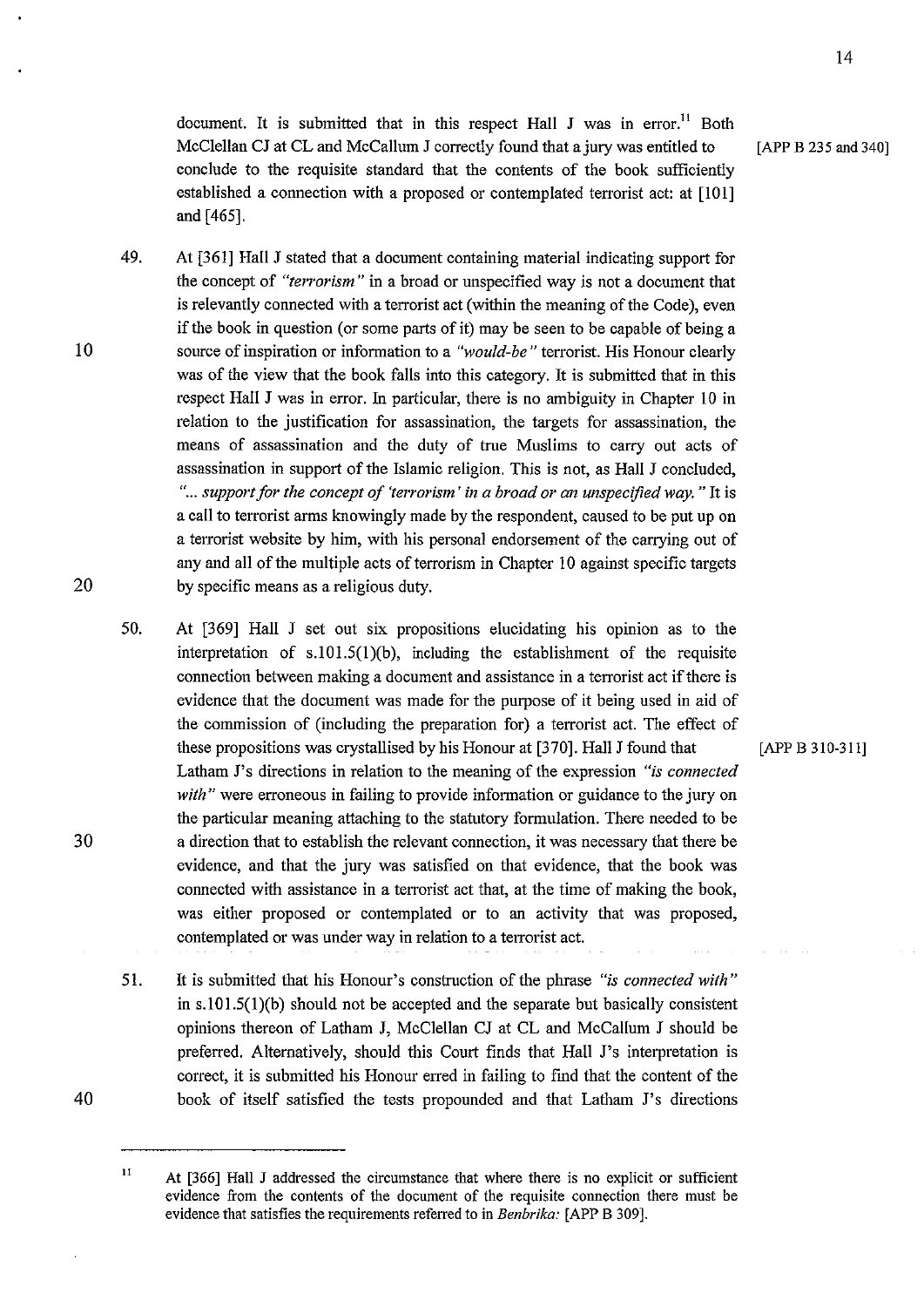document. It is submitted that in this respect Hall J was in error.[11] Both McClellan CJ at CL and McCallum J correctly found that a jury was entitled to conclude to the requisite standard that the contents of the book sufficiently established a connection with a proposed or contemplated terrorist act: at [101] and [465]. [APP B 235 and 340]

49. At [361] Hall J stated that a document containing material indicating support for the concept of *"terrorism"* in a broad or unspecified way is not a document that is relevantly connected with a terrorist act (within the meaning of the Code), even if the book in question (or some parts of it) may be seen to be capable of being a source of inspiration or information to a *"would-be"* terrorist. His Honour clearly was of the view that the book falls into this category. It is submitted that in this respect Hall J was in error. In particular, there is no ambiguity in Chapter 10 in relation to the justification for assassination, the targets for assassination, the means of assassination and the duty of true Muslims to carry out acts of assassination in support of the Islamic religion. This is not, as Hall J concluded, *"... support for the concept of 'terrorism' in a broad or an unspecified way."* It is a call to terrorist arms knowingly made by the respondent, caused to be put up on a terrorist website by him, with his personal endorsement of the carrying out of any and all of the multiple acts of terrorism in Chapter 10 against specific targets by specific means as a religious duty.

50. At [369] Hall J set out six propositions elucidating his opinion as to the interpretation of s.101.5(1)(b), including the establishment of the requisite connection between making a document and assistance in a terrorist act if there is evidence that the document was made for the purpose of it being used in aid of the commission of (including the preparation for) a terrorist act. The effect of these propositions was crystallised by his Honour at [370]. Hall J found that Latham J's directions in relation to the meaning of the expression *"is connected with"* were erroneous in failing to provide information or guidance to the jury on the particular meaning attaching to the statutory formulation. There needed to be a direction that to establish the relevant connection, it was necessary that there be evidence, and that the jury was satisfied on that evidence, that the book was connected with assistance in a terrorist act that, at the time of making the book, was either proposed or contemplated or to an activity that was proposed, contemplated or was under way in relation to a terrorist act. [APP B 310-311]

51. It is submitted that his Honour's construction of the phrase *"is connected with"* in s.101.5(1)(b) should not be accepted and the separate but basically consistent opinions thereon of Latham J, McClellan CJ at CL and McCallum J should be preferred. Alternatively, should this Court finds that Hall J's interpretation is correct, it is submitted his Honour erred in failing to find that the content of the book of itself satisfied the tests propounded and that Latham J's directions

---

[11] At [366] Hall J addressed the circumstance that where there is no explicit or sufficient evidence from the contents of the document of the requisite connection there must be evidence that satisfies the requirements referred to in *Benbrika:* [APP B 309].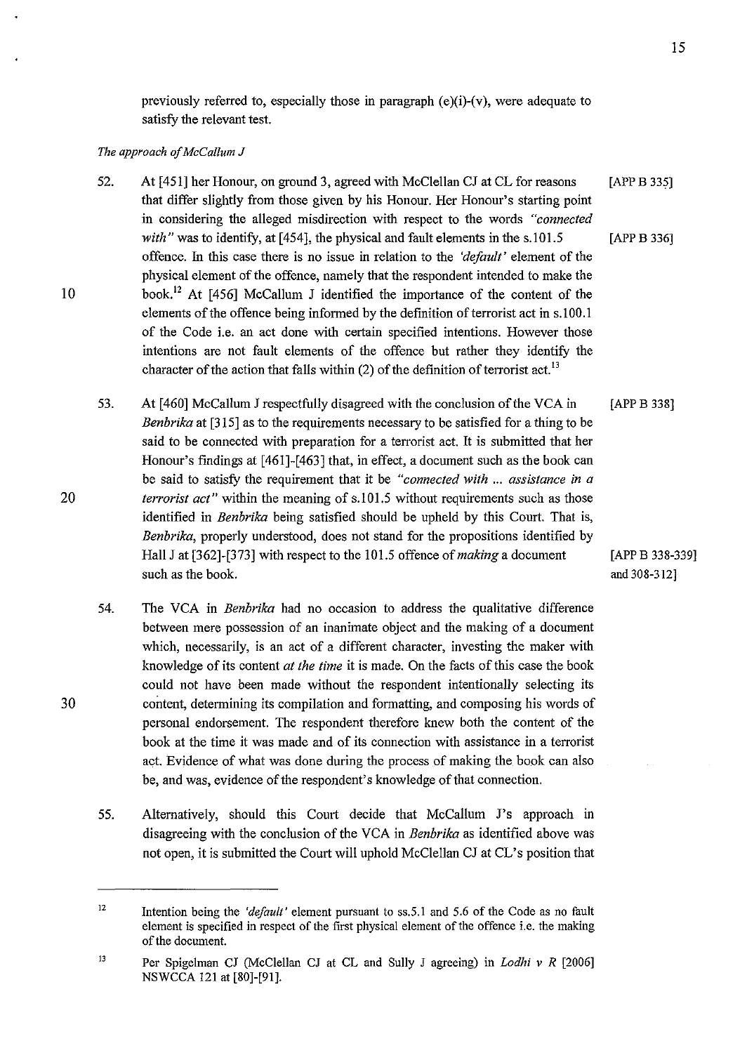previously referred to, especially those in paragraph (e)(i)-(v), were adequate to satisfy the relevant test.

*The approach of McCallum J*

52. At [451] her Honour, on ground 3, agreed with McClellan CJ at CL for reasons that differ slightly from those given by his Honour. Her Honour's starting point in considering the alleged misdirection with respect to the words *"connected with"* was to identify, at [454], the physical and fault elements in the s.101.5 offence. In this case there is no issue in relation to the *'default'* element of the physical element of the offence, namely that the respondent intended to make the book.[12] At [456] McCallum J identified the importance of the content of the elements of the offence being informed by the definition of terrorist act in s.100.1 of the Code i.e. an act done with certain specified intentions. However those intentions are not fault elements of the offence but rather they identify the character of the action that falls within (2) of the definition of terrorist act.[13] [APP B 335] [APP B 336]

53. At [460] McCallum J respectfully disagreed with the conclusion of the VCA in *Benbrika* at [315] as to the requirements necessary to be satisfied for a thing to be said to be connected with preparation for a terrorist act. It is submitted that her Honour's findings at [461]-[463] that, in effect, a document such as the book can be said to satisfy the requirement that it be *"connected with ... assistance in a terrorist act"* within the meaning of s.101.5 without requirements such as those identified in *Benbrika* being satisfied should be upheld by this Court. That is, *Benbrika*, properly understood, does not stand for the propositions identified by Hall J at [362]-[373] with respect to the 101.5 offence of *making* a document such as the book. [APP B 338] [APP B 338-339] and 308-312]

54. The VCA in *Benbrika* had no occasion to address the qualitative difference between mere possession of an inanimate object and the making of a document which, necessarily, is an act of a different character, investing the maker with knowledge of its content *at the time* it is made. On the facts of this case the book could not have been made without the respondent intentionally selecting its content, determining its compilation and formatting, and composing his words of personal endorsement. The respondent therefore knew both the content of the book at the time it was made and of its connection with assistance in a terrorist act. Evidence of what was done during the process of making the book can also be, and was, evidence of the respondent's knowledge of that connection.

55. Alternatively, should this Court decide that McCallum J's approach in disagreeing with the conclusion of the VCA in *Benbrika* as identified above was not open, it is submitted the Court will uphold McClellan CJ at CL's position that

---

12 Intention being the *'default'* element pursuant to ss.5.1 and 5.6 of the Code as no fault element is specified in respect of the first physical element of the offence i.e. the making of the document.

13 Per Spigelman CJ (McClellan CJ at CL and Sully J agreeing) in *Lodhi v R* [2006] NSWCCA 121 at [80]-[91].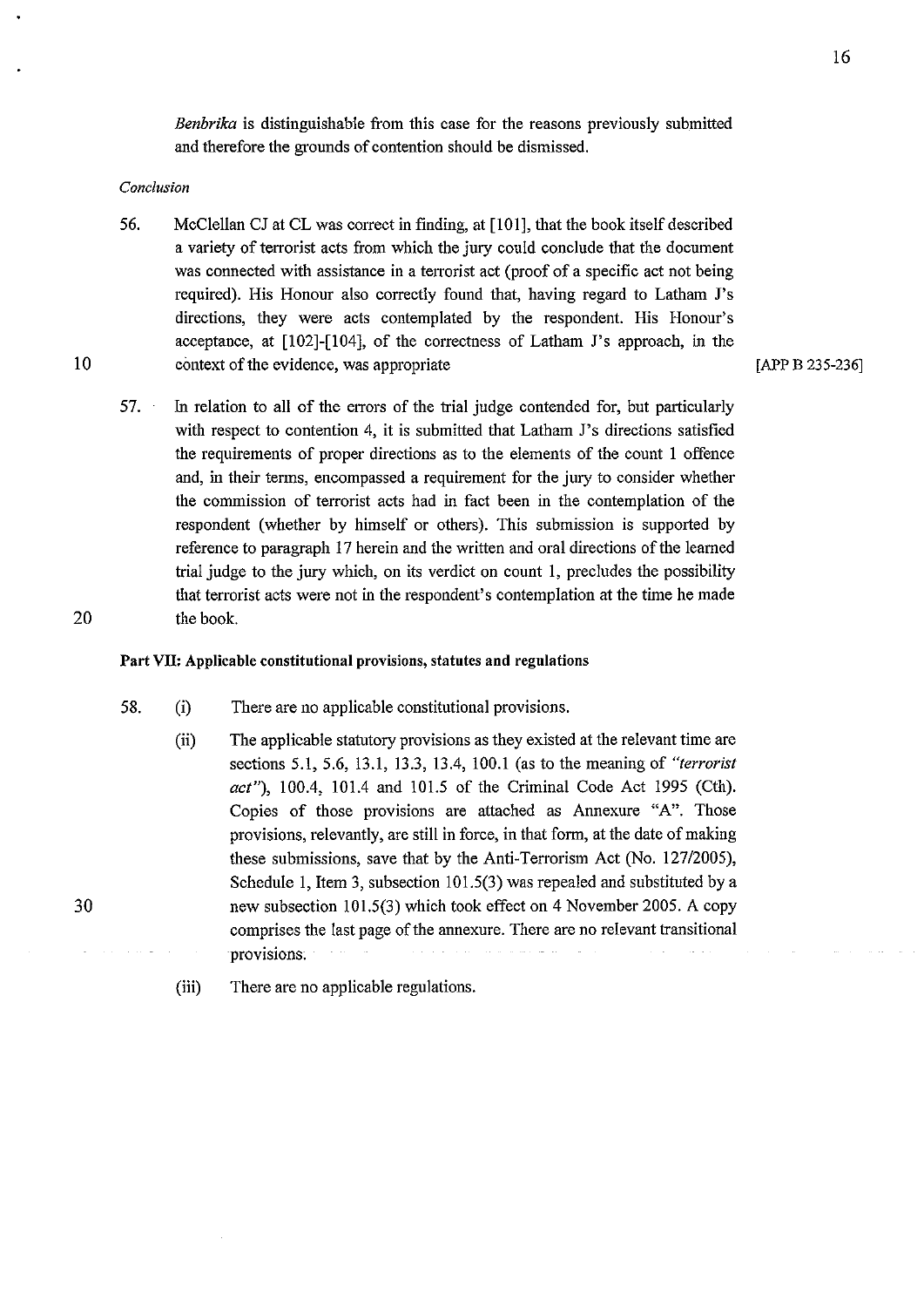*Benbrika* is distinguishable from this case for the reasons previously submitted and therefore the grounds of contention should be dismissed.

*Conclusion*

56. McClellan CJ at CL was correct in finding, at [101], that the book itself described a variety of terrorist acts from which the jury could conclude that the document was connected with assistance in a terrorist act (proof of a specific act not being required). His Honour also correctly found that, having regard to Latham J's directions, they were acts contemplated by the respondent. His Honour's acceptance, at [102]-[104], of the correctness of Latham J's approach, in the context of the evidence, was appropriate [APP B 235-236]

57. In relation to all of the errors of the trial judge contended for, but particularly with respect to contention 4, it is submitted that Latham J's directions satisfied the requirements of proper directions as to the elements of the count 1 offence and, in their terms, encompassed a requirement for the jury to consider whether the commission of terrorist acts had in fact been in the contemplation of the respondent (whether by himself or others). This submission is supported by reference to paragraph 17 herein and the written and oral directions of the learned trial judge to the jury which, on its verdict on count 1, precludes the possibility that terrorist acts were not in the respondent's contemplation at the time he made the book.

**Part VII: Applicable constitutional provisions, statutes and regulations**

58. (i) There are no applicable constitutional provisions.

    (ii) The applicable statutory provisions as they existed at the relevant time are sections 5.1, 5.6, 13.1, 13.3, 13.4, 100.1 (as to the meaning of *"terrorist act"*), 100.4, 101.4 and 101.5 of the Criminal Code Act 1995 (Cth). Copies of those provisions are attached as Annexure "A". Those provisions, relevantly, are still in force, in that form, at the date of making these submissions, save that by the Anti-Terrorism Act (No. 127/2005), Schedule 1, Item 3, subsection 101.5(3) was repealed and substituted by a new subsection 101.5(3) which took effect on 4 November 2005. A copy comprises the last page of the annexure. There are no relevant transitional provisions.

    (iii) There are no applicable regulations.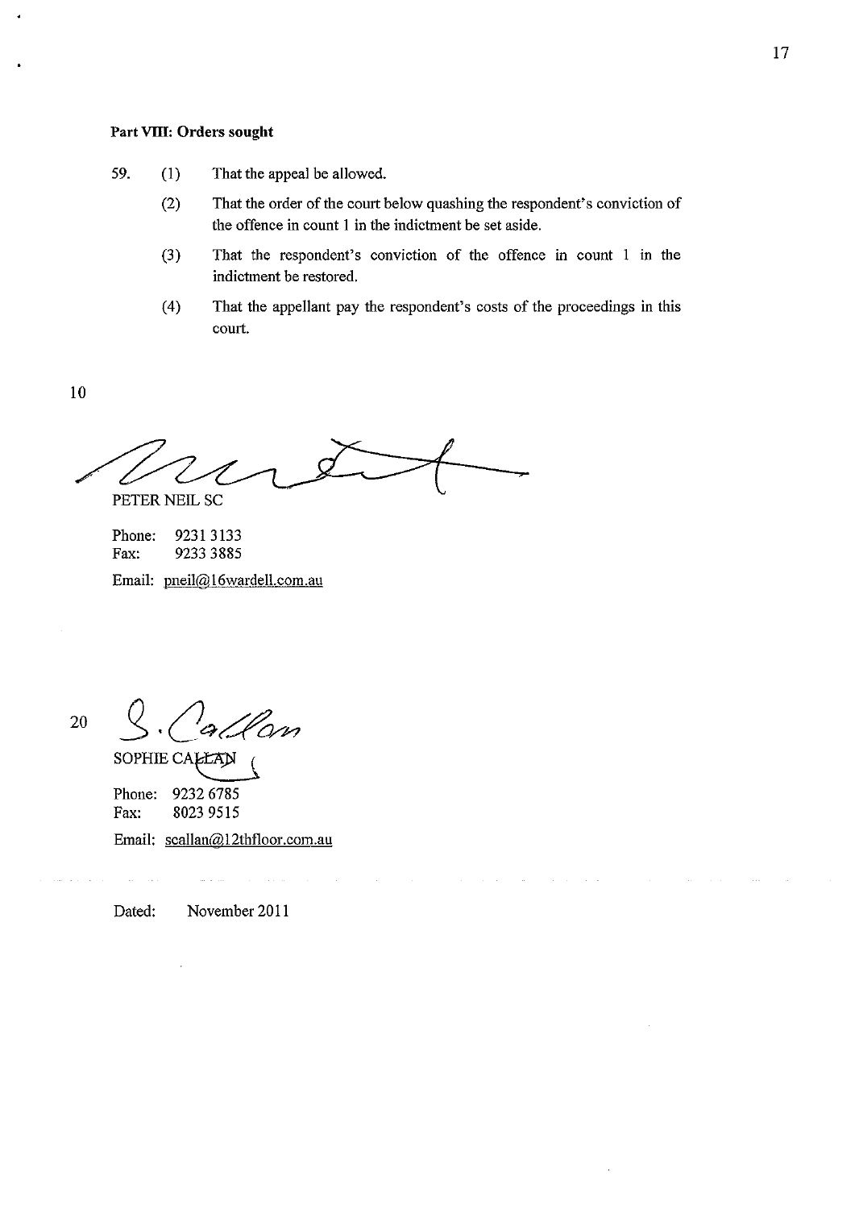**Part VIII: Orders sought**

59. (1) That the appeal be allowed.

(2) That the order of the court below quashing the respondent's conviction of the offence in count 1 in the indictment be set aside.

(3) That the respondent's conviction of the offence in count 1 in the indictment be restored.

(4) That the appellant pay the respondent's costs of the proceedings in this court.

PETER NEIL SC

Phone: 9231 3133
Fax: 9233 3885
Email: pneil@16wardell.com.au

SOPHIE CALLAN

Phone: 9232 6785
Fax: 8023 9515
Email: scallan@12thfloor.com.au

Dated: November 2011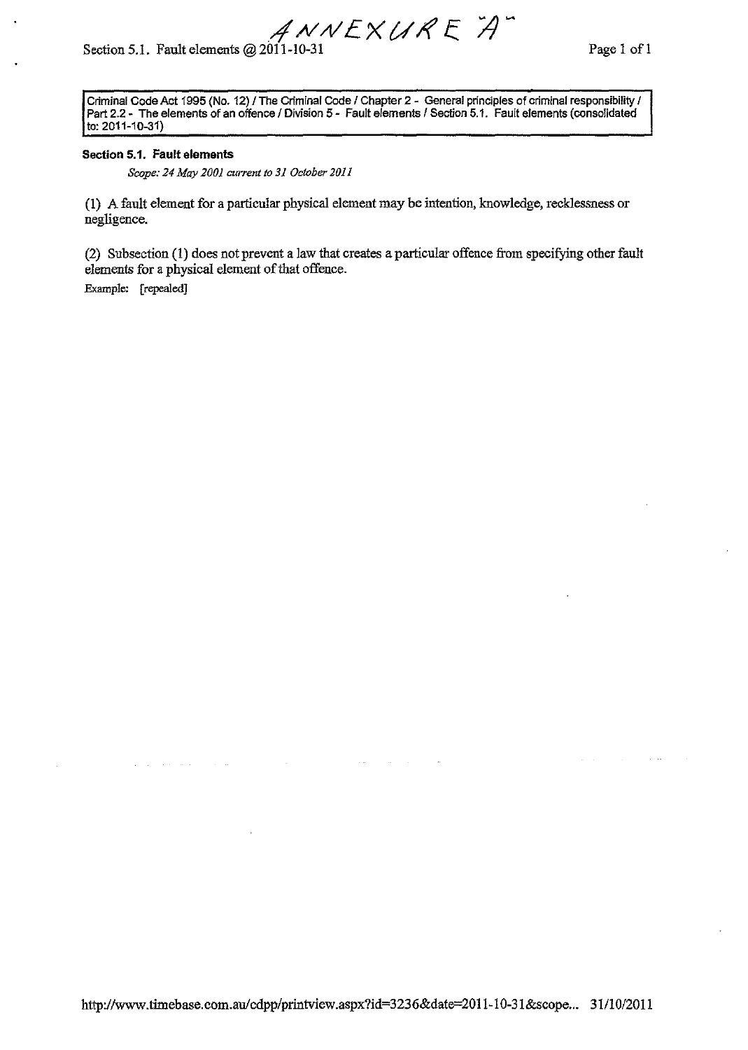ANNEXURE "A"

Criminal Code Act 1995 (No. 12) / The Criminal Code / Chapter 2 - General principles of criminal responsibility / Part 2.2 - The elements of an offence / Division 5 - Fault elements / Section 5.1. Fault elements (consolidated to: 2011-10-31)

**Section 5.1. Fault elements**

*Scope: 24 May 2001 current to 31 October 2011*

(1) A fault element for a particular physical element may be intention, knowledge, recklessness or negligence.

(2) Subsection (1) does not prevent a law that creates a particular offence from specifying other fault elements for a physical element of that offence.

Example: [repealed]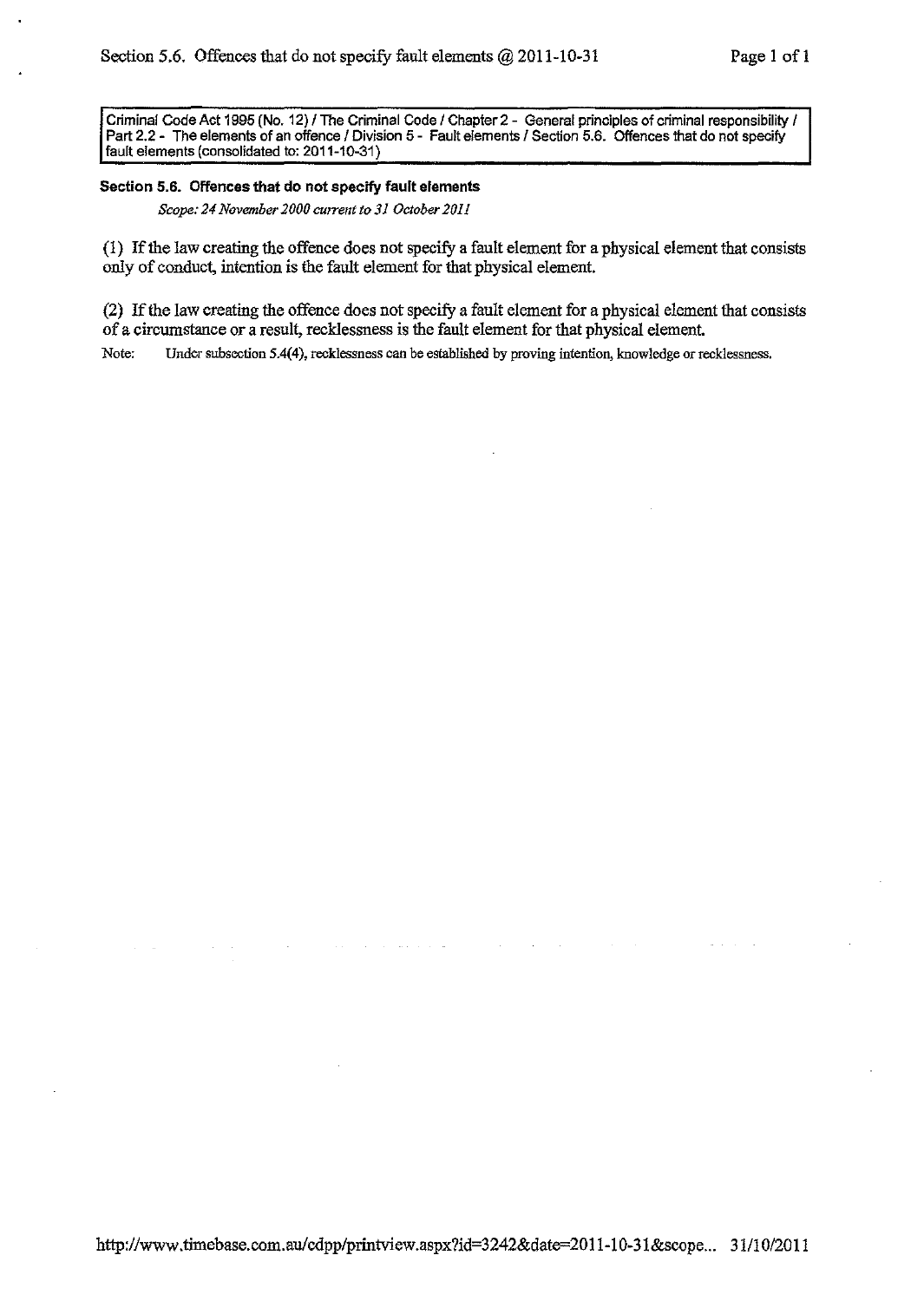Criminal Code Act 1995 (No. 12) / The Criminal Code / Chapter 2 - General principles of criminal responsibility / Part 2.2 - The elements of an offence / Division 5 - Fault elements / Section 5.6. Offences that do not specify fault elements (consolidated to: 2011-10-31)

**Section 5.6. Offences that do not specify fault elements**

*Scope: 24 November 2000 current to 31 October 2011*

(1) If the law creating the offence does not specify a fault element for a physical element that consists only of conduct, intention is the fault element for that physical element.

(2) If the law creating the offence does not specify a fault element for a physical element that consists of a circumstance or a result, recklessness is the fault element for that physical element.

Note: Under subsection 5.4(4), recklessness can be established by proving intention, knowledge or recklessness.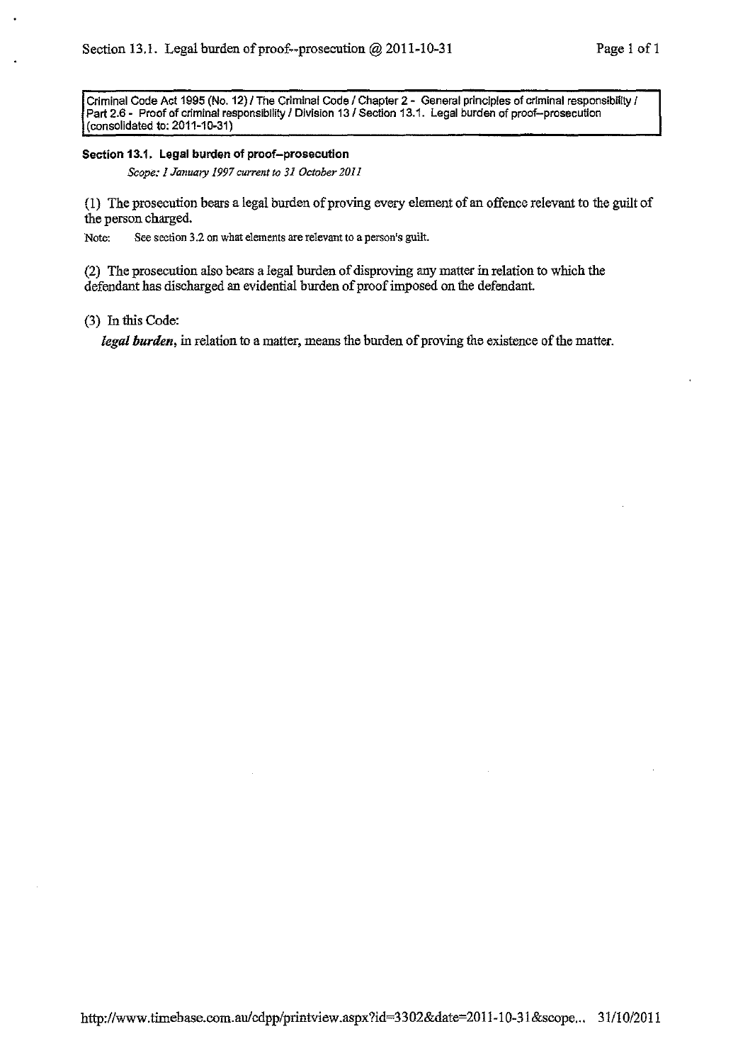Criminal Code Act 1995 (No. 12) / The Criminal Code / Chapter 2 - General principles of criminal responsibility / Part 2.6 - Proof of criminal responsibility / Division 13 / Section 13.1. Legal burden of proof--prosecution (consolidated to: 2011-10-31)

### Section 13.1. Legal burden of proof--prosecution

*Scope: 1 January 1997 current to 31 October 2011*

(1) The prosecution bears a legal burden of proving every element of an offence relevant to the guilt of the person charged.

Note: See section 3.2 on what elements are relevant to a person's guilt.

(2) The prosecution also bears a legal burden of disproving any matter in relation to which the defendant has discharged an evidential burden of proof imposed on the defendant.

(3) In this Code:

***legal burden***, in relation to a matter, means the burden of proving the existence of the matter.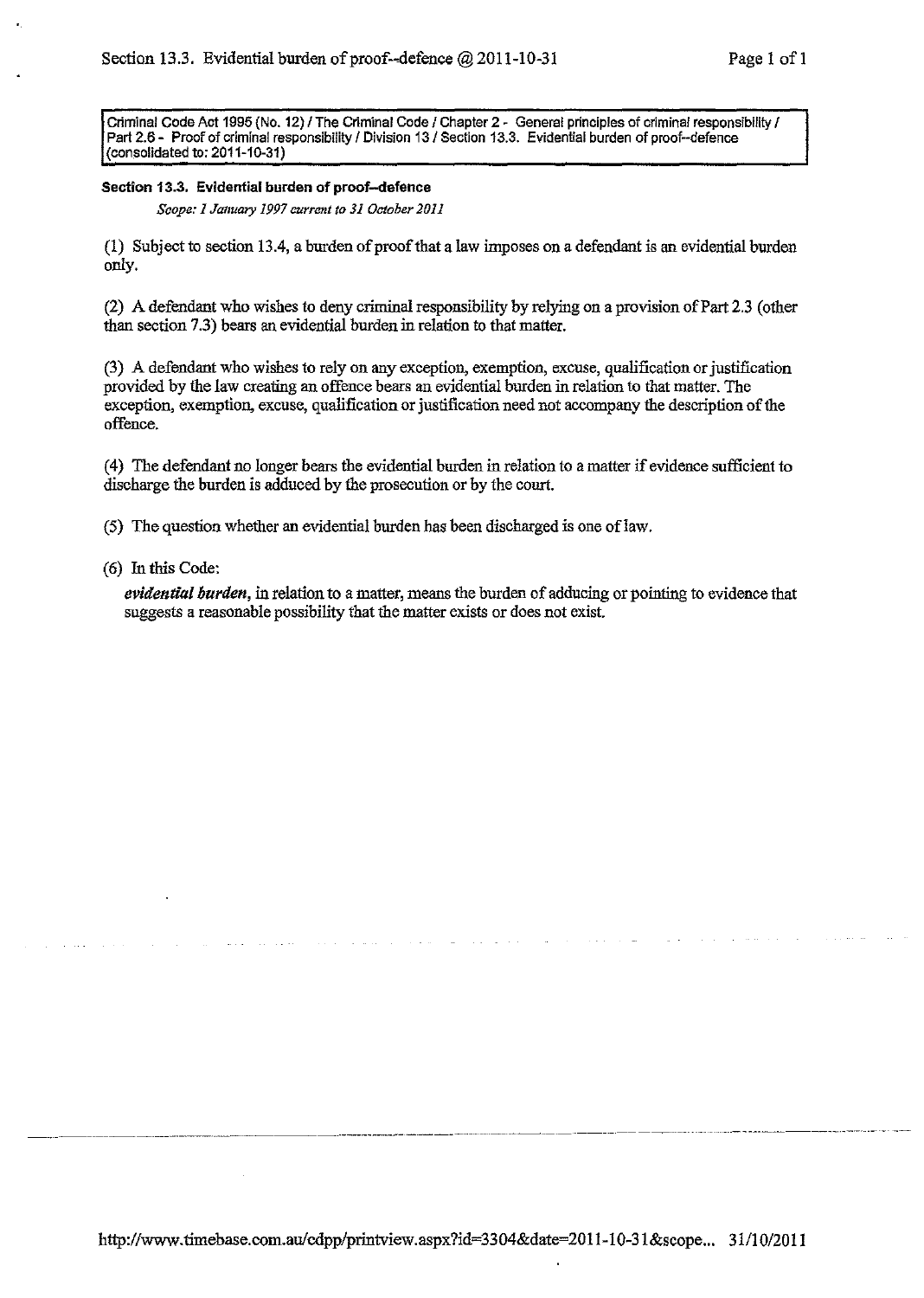Criminal Code Act 1995 (No. 12) / The Criminal Code / Chapter 2 - General principles of criminal responsibility / Part 2.6 - Proof of criminal responsibility / Division 13 / Section 13.3. Evidential burden of proof--defence (consolidated to: 2011-10-31)

### Section 13.3. Evidential burden of proof--defence

*Scope: 1 January 1997 current to 31 October 2011*

(1) Subject to section 13.4, a burden of proof that a law imposes on a defendant is an evidential burden only.

(2) A defendant who wishes to deny criminal responsibility by relying on a provision of Part 2.3 (other than section 7.3) bears an evidential burden in relation to that matter.

(3) A defendant who wishes to rely on any exception, exemption, excuse, qualification or justification provided by the law creating an offence bears an evidential burden in relation to that matter. The exception, exemption, excuse, qualification or justification need not accompany the description of the offence.

(4) The defendant no longer bears the evidential burden in relation to a matter if evidence sufficient to discharge the burden is adduced by the prosecution or by the court.

(5) The question whether an evidential burden has been discharged is one of law.

(6) In this Code:

***evidential burden***, in relation to a matter, means the burden of adducing or pointing to evidence that suggests a reasonable possibility that the matter exists or does not exist.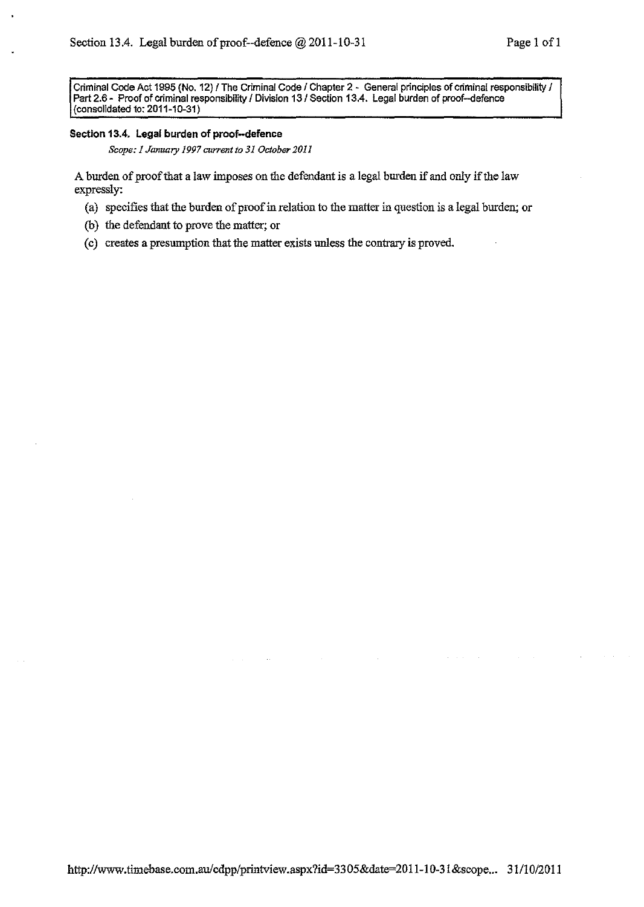Criminal Code Act 1995 (No. 12) / The Criminal Code / Chapter 2 - General principles of criminal responsibility / Part 2.6 - Proof of criminal responsibility / Division 13 / Section 13.4. Legal burden of proof--defence (consolidated to: 2011-10-31)

**Section 13.4. Legal burden of proof--defence**

*Scope: 1 January 1997 current to 31 October 2011*

A burden of proof that a law imposes on the defendant is a legal burden if and only if the law expressly:

(a) specifies that the burden of proof in relation to the matter in question is a legal burden; or

(b) the defendant to prove the matter; or

(c) creates a presumption that the matter exists unless the contrary is proved.

http://www.timebase.com.au/cdpp/printview.aspx?id=3305&date=2011-10-31&scope... 31/10/2011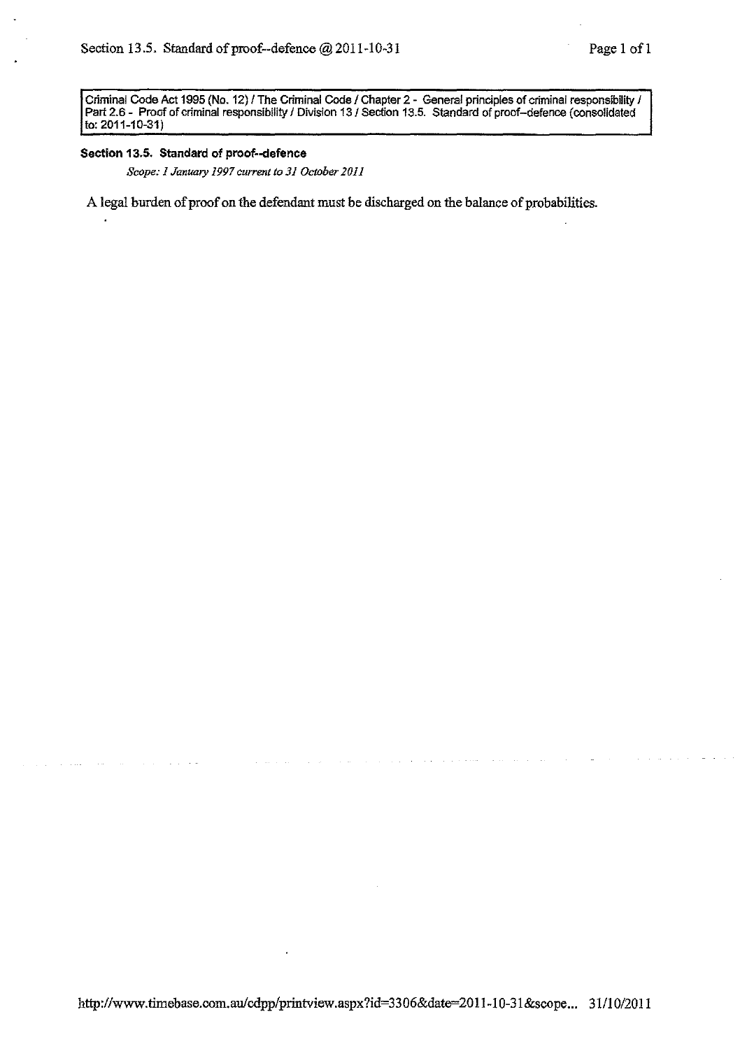Criminal Code Act 1995 (No. 12) / The Criminal Code / Chapter 2 - General principles of criminal responsibility / Part 2.6 - Proof of criminal responsibility / Division 13 / Section 13.5. Standard of proof--defence (consolidated to: 2011-10-31)

## Section 13.5. Standard of proof--defence

*Scope: 1 January 1997 current to 31 October 2011*

A legal burden of proof on the defendant must be discharged on the balance of probabilities.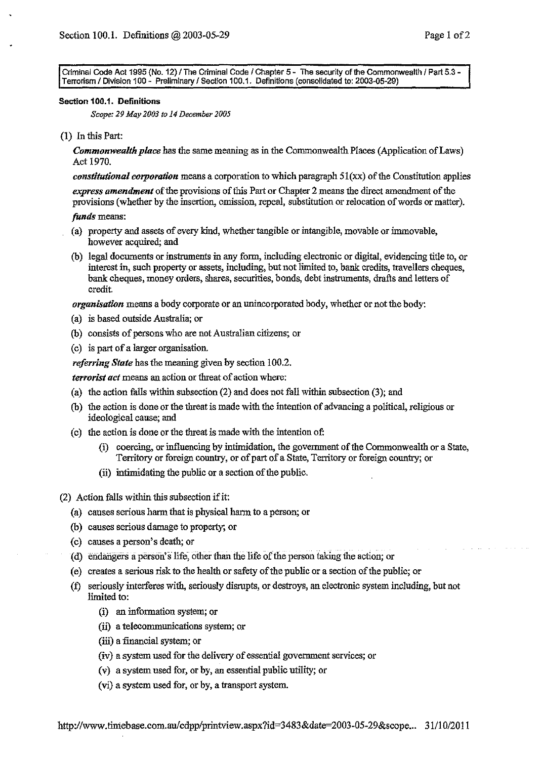Criminal Code Act 1995 (No. 12) / The Criminal Code / Chapter 5 - The security of the Commonwealth / Part 5.3 - Terrorism / Division 100 - Preliminary / Section 100.1. Definitions (consolidated to: 2003-05-29)

### Section 100.1. Definitions

*Scope: 29 May 2003 to 14 December 2005*

(1) In this Part:

***Commonwealth place*** has the same meaning as in the Commonwealth Places (Application of Laws) Act 1970.

***constitutional corporation*** means a corporation to which paragraph 51(xx) of the Constitution applies

***express amendment*** of the provisions of this Part or Chapter 2 means the direct amendment of the provisions (whether by the insertion, omission, repeal, substitution or relocation of words or matter).

***funds*** means:

(a) property and assets of every kind, whether tangible or intangible, movable or immovable, however acquired; and

(b) legal documents or instruments in any form, including electronic or digital, evidencing title to, or interest in, such property or assets, including, but not limited to, bank credits, travellers cheques, bank cheques, money orders, shares, securities, bonds, debt instruments, drafts and letters of credit.

***organisation*** means a body corporate or an unincorporated body, whether or not the body:

(a) is based outside Australia; or

(b) consists of persons who are not Australian citizens; or

(c) is part of a larger organisation.

***referring State*** has the meaning given by section 100.2.

***terrorist act*** means an action or threat of action where:

(a) the action falls within subsection (2) and does not fall within subsection (3); and

(b) the action is done or the threat is made with the intention of advancing a political, religious or ideological cause; and

(c) the action is done or the threat is made with the intention of:

(i) coercing, or influencing by intimidation, the government of the Commonwealth or a State, Territory or foreign country, or of part of a State, Territory or foreign country; or

(ii) intimidating the public or a section of the public.

(2) Action falls within this subsection if it:

(a) causes serious harm that is physical harm to a person; or

(b) causes serious damage to property; or

(c) causes a person's death; or

(d) endangers a person's life, other than the life of the person taking the action; or

(e) creates a serious risk to the health or safety of the public or a section of the public; or

(f) seriously interferes with, seriously disrupts, or destroys, an electronic system including, but not limited to:

(i) an information system; or

(ii) a telecommunications system; or

(iii) a financial system; or

(iv) a system used for the delivery of essential government services; or

(v) a system used for, or by, an essential public utility; or

(vi) a system used for, or by, a transport system.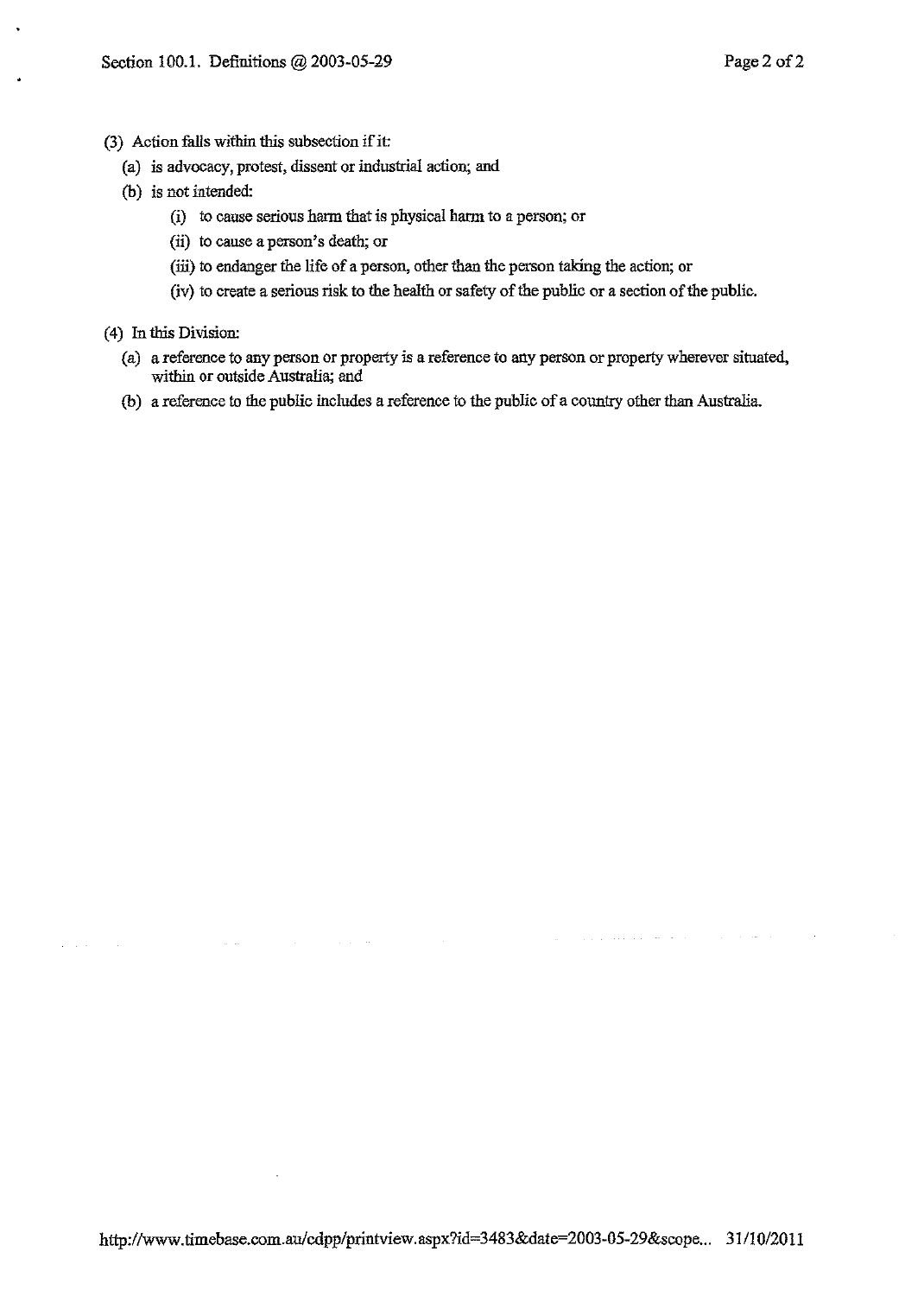(3) Action falls within this subsection if it:

  (a) is advocacy, protest, dissent or industrial action; and

  (b) is not intended:

    (i) to cause serious harm that is physical harm to a person; or

    (ii) to cause a person's death; or

    (iii) to endanger the life of a person, other than the person taking the action; or

    (iv) to create a serious risk to the health or safety of the public or a section of the public.

(4) In this Division:

  (a) a reference to any person or property is a reference to any person or property wherever situated, within or outside Australia; and

  (b) a reference to the public includes a reference to the public of a country other than Australia.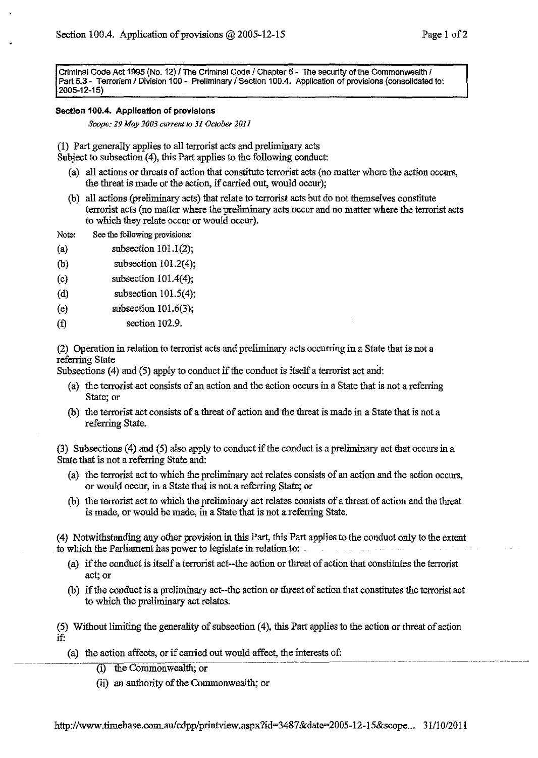Criminal Code Act 1995 (No. 12) / The Criminal Code / Chapter 5 - The security of the Commonwealth / Part 5.3 - Terrorism / Division 100 - Preliminary / Section 100.4. Application of provisions (consolidated to: 2005-12-15)

**Section 100.4. Application of provisions**

*Scope: 29 May 2003 current to 31 October 2011*

(1) Part generally applies to all terrorist acts and preliminary acts

Subject to subsection (4), this Part applies to the following conduct:

- (a) all actions or threats of action that constitute terrorist acts (no matter where the action occurs, the threat is made or the action, if carried out, would occur);
- (b) all actions (preliminary acts) that relate to terrorist acts but do not themselves constitute terrorist acts (no matter where the preliminary acts occur and no matter where the terrorist acts to which they relate occur or would occur).

Note: See the following provisions:

- (a) subsection 101.1(2);
- (b) subsection 101.2(4);
- (c) subsection 101.4(4);
- (d) subsection 101.5(4);
- (e) subsection 101.6(3);
- (f) section 102.9.

(2) Operation in relation to terrorist acts and preliminary acts occurring in a State that is not a referring State

Subsections (4) and (5) apply to conduct if the conduct is itself a terrorist act and:

- (a) the terrorist act consists of an action and the action occurs in a State that is not a referring State; or
- (b) the terrorist act consists of a threat of action and the threat is made in a State that is not a referring State.

(3) Subsections (4) and (5) also apply to conduct if the conduct is a preliminary act that occurs in a State that is not a referring State and:

- (a) the terrorist act to which the preliminary act relates consists of an action and the action occurs, or would occur, in a State that is not a referring State; or
- (b) the terrorist act to which the preliminary act relates consists of a threat of action and the threat is made, or would be made, in a State that is not a referring State.

(4) Notwithstanding any other provision in this Part, this Part applies to the conduct only to the extent to which the Parliament has power to legislate in relation to:

- (a) if the conduct is itself a terrorist act--the action or threat of action that constitutes the terrorist act; or
- (b) if the conduct is a preliminary act--the action or threat of action that constitutes the terrorist act to which the preliminary act relates.

(5) Without limiting the generality of subsection (4), this Part applies to the action or threat of action if:

- (a) the action affects, or if carried out would affect, the interests of:
  - (i) the Commonwealth; or
  - (ii) an authority of the Commonwealth; or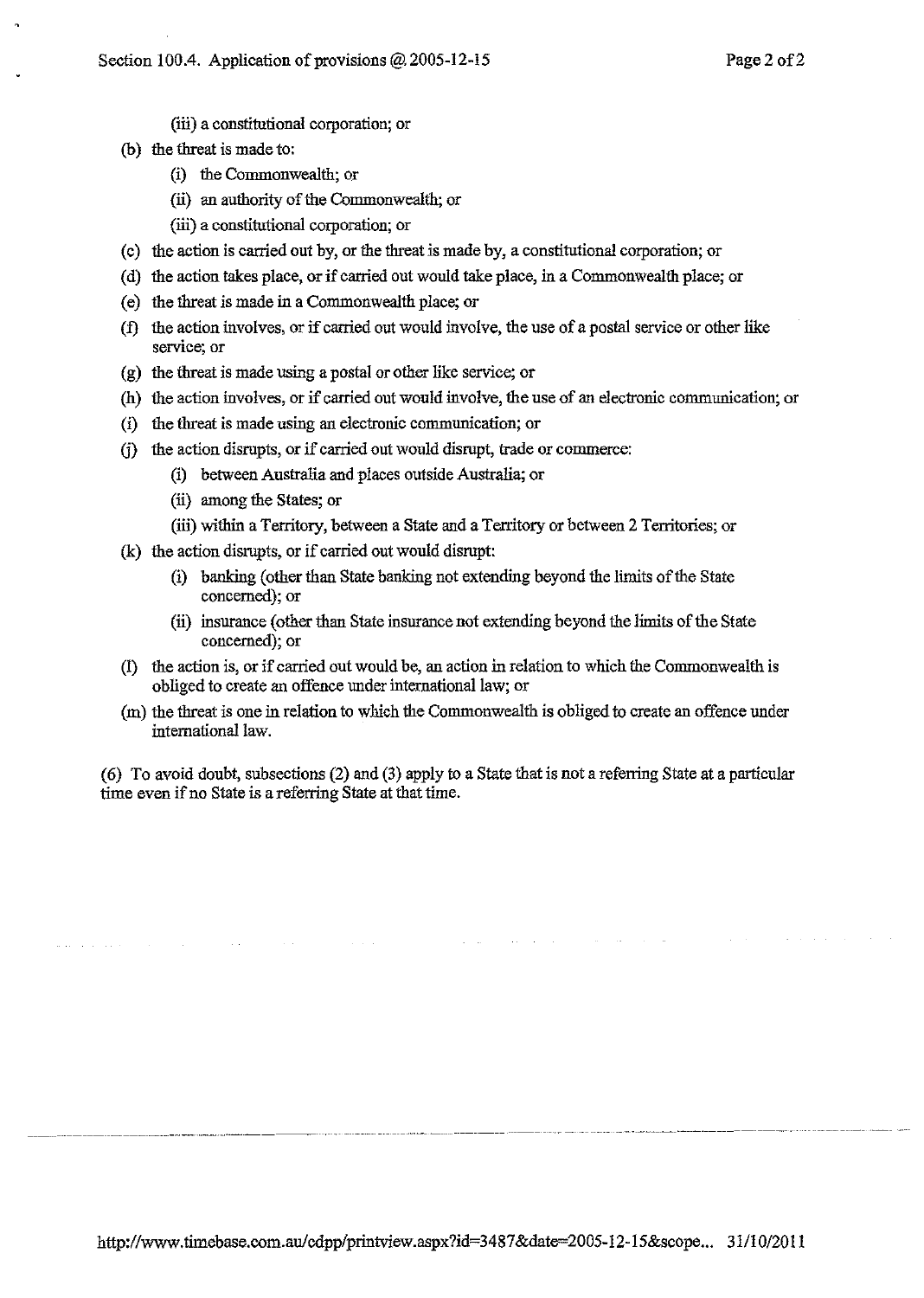(iii) a constitutional corporation; or

(b) the threat is made to:

   (i) the Commonwealth; or

   (ii) an authority of the Commonwealth; or

   (iii) a constitutional corporation; or

(c) the action is carried out by, or the threat is made by, a constitutional corporation; or

(d) the action takes place, or if carried out would take place, in a Commonwealth place; or

(e) the threat is made in a Commonwealth place; or

(f) the action involves, or if carried out would involve, the use of a postal service or other like service; or

(g) the threat is made using a postal or other like service; or

(h) the action involves, or if carried out would involve, the use of an electronic communication; or

(i) the threat is made using an electronic communication; or

(j) the action disrupts, or if carried out would disrupt, trade or commerce:

   (i) between Australia and places outside Australia; or

   (ii) among the States; or

   (iii) within a Territory, between a State and a Territory or between 2 Territories; or

(k) the action disrupts, or if carried out would disrupt:

   (i) banking (other than State banking not extending beyond the limits of the State concerned); or

   (ii) insurance (other than State insurance not extending beyond the limits of the State concerned); or

(l) the action is, or if carried out would be, an action in relation to which the Commonwealth is obliged to create an offence under international law; or

(m) the threat is one in relation to which the Commonwealth is obliged to create an offence under international law.

(6) To avoid doubt, subsections (2) and (3) apply to a State that is not a referring State at a particular time even if no State is a referring State at that time.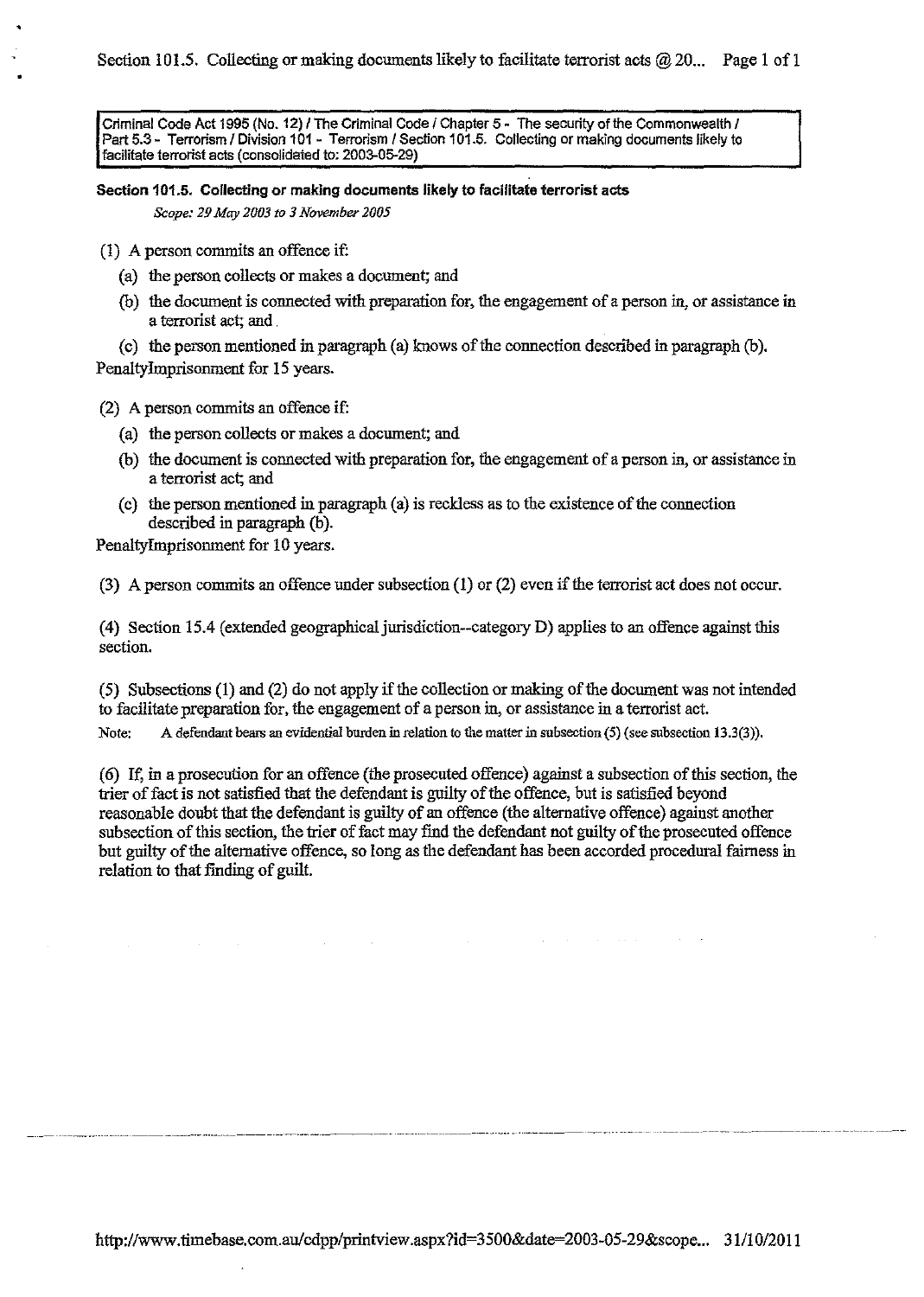Criminal Code Act 1995 (No. 12) / The Criminal Code / Chapter 5 - The security of the Commonwealth / Part 5.3 - Terrorism / Division 101 - Terrorism / Section 101.5. Collecting or making documents likely to facilitate terrorist acts (consolidated to: 2003-05-29)

### Section 101.5. Collecting or making documents likely to facilitate terrorist acts

*Scope: 29 May 2003 to 3 November 2005*

(1) A person commits an offence if:

- (a) the person collects or makes a document; and
- (b) the document is connected with preparation for, the engagement of a person in, or assistance in a terrorist act; and
- (c) the person mentioned in paragraph (a) knows of the connection described in paragraph (b).

PenaltyImprisonment for 15 years.

(2) A person commits an offence if:

- (a) the person collects or makes a document; and
- (b) the document is connected with preparation for, the engagement of a person in, or assistance in a terrorist act; and
- (c) the person mentioned in paragraph (a) is reckless as to the existence of the connection described in paragraph (b).

PenaltyImprisonment for 10 years.

(3) A person commits an offence under subsection (1) or (2) even if the terrorist act does not occur.

(4) Section 15.4 (extended geographical jurisdiction--category D) applies to an offence against this section.

(5) Subsections (1) and (2) do not apply if the collection or making of the document was not intended to facilitate preparation for, the engagement of a person in, or assistance in a terrorist act.

Note: A defendant bears an evidential burden in relation to the matter in subsection (5) (see subsection 13.3(3)).

(6) If, in a prosecution for an offence (the prosecuted offence) against a subsection of this section, the trier of fact is not satisfied that the defendant is guilty of the offence, but is satisfied beyond reasonable doubt that the defendant is guilty of an offence (the alternative offence) against another subsection of this section, the trier of fact may find the defendant not guilty of the prosecuted offence but guilty of the alternative offence, so long as the defendant has been accorded procedural fairness in relation to that finding of guilt.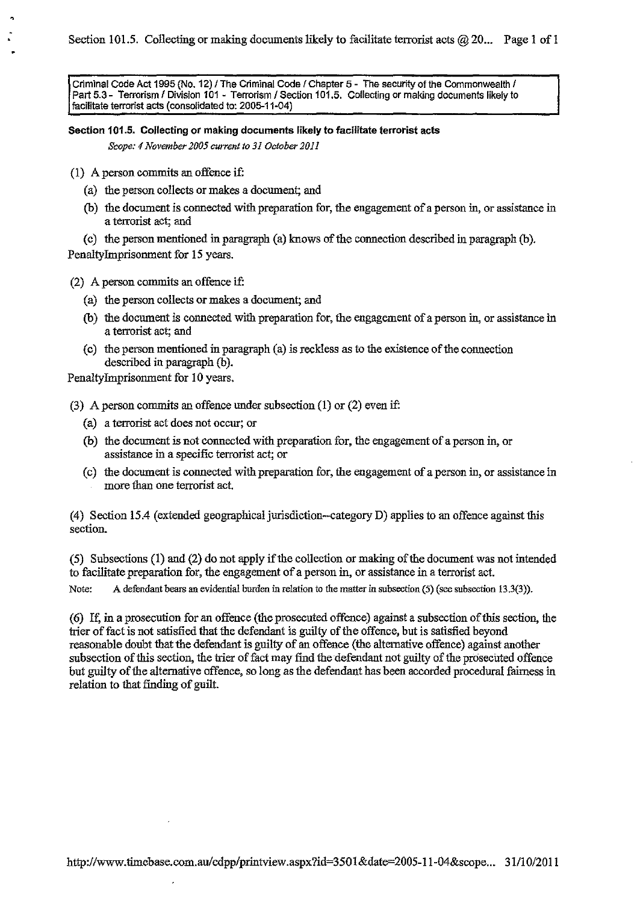Criminal Code Act 1995 (No. 12) / The Criminal Code / Chapter 5 - The security of the Commonwealth / Part 5.3 - Terrorism / Division 101 - Terrorism / Section 101.5. Collecting or making documents likely to facilitate terrorist acts (consolidated to: 2005-11-04)

**Section 101.5. Collecting or making documents likely to facilitate terrorist acts**

*Scope: 4 November 2005 current to 31 October 2011*

(1) A person commits an offence if:

(a) the person collects or makes a document; and

(b) the document is connected with preparation for, the engagement of a person in, or assistance in a terrorist act; and

(c) the person mentioned in paragraph (a) knows of the connection described in paragraph (b).

PenaltyImprisonment for 15 years.

(2) A person commits an offence if:

(a) the person collects or makes a document; and

(b) the document is connected with preparation for, the engagement of a person in, or assistance in a terrorist act; and

(c) the person mentioned in paragraph (a) is reckless as to the existence of the connection described in paragraph (b).

PenaltyImprisonment for 10 years.

(3) A person commits an offence under subsection (1) or (2) even if:

(a) a terrorist act does not occur; or

(b) the document is not connected with preparation for, the engagement of a person in, or assistance in a specific terrorist act; or

(c) the document is connected with preparation for, the engagement of a person in, or assistance in more than one terrorist act.

(4) Section 15.4 (extended geographical jurisdiction--category D) applies to an offence against this section.

(5) Subsections (1) and (2) do not apply if the collection or making of the document was not intended to facilitate preparation for, the engagement of a person in, or assistance in a terrorist act.

Note: A defendant bears an evidential burden in relation to the matter in subsection (5) (see subsection 13.3(3)).

(6) If, in a prosecution for an offence (the prosecuted offence) against a subsection of this section, the trier of fact is not satisfied that the defendant is guilty of the offence, but is satisfied beyond reasonable doubt that the defendant is guilty of an offence (the alternative offence) against another subsection of this section, the trier of fact may find the defendant not guilty of the prosecuted offence but guilty of the alternative offence, so long as the defendant has been accorded procedural fairness in relation to that finding of guilt.